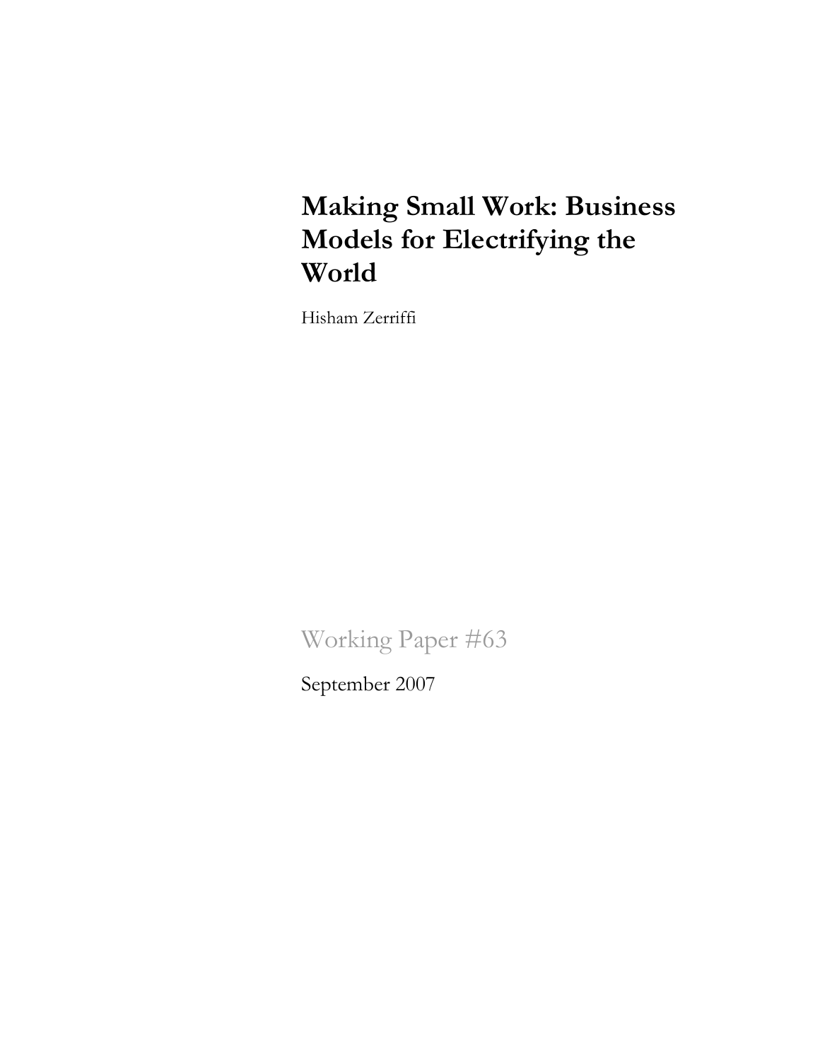# Making Small Work: Business Models for Electrifying the World

Hisham Zerriffi

Working Paper #63

September 2007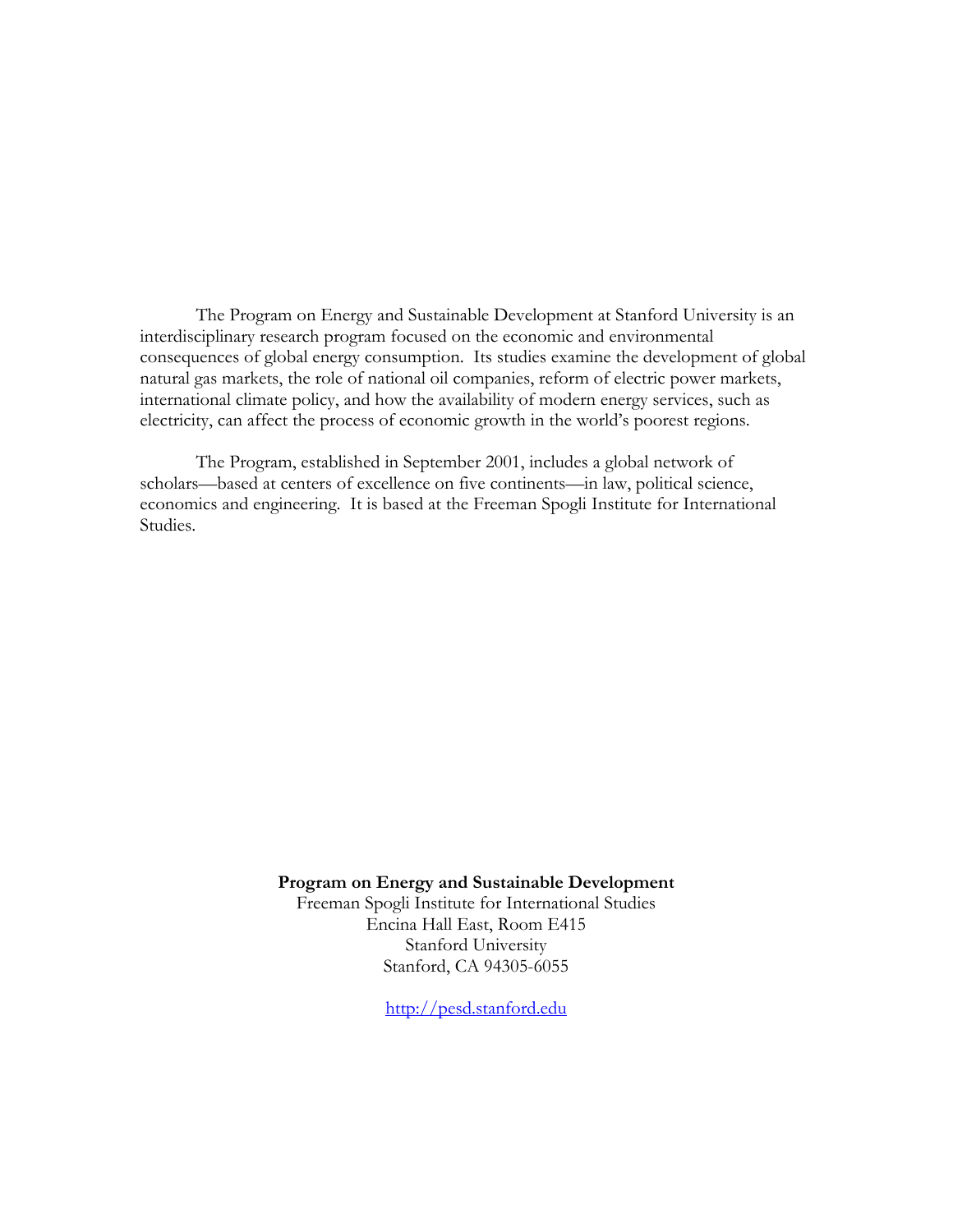The Program on Energy and Sustainable Development at Stanford University is an interdisciplinary research program focused on the economic and environmental consequences of global energy consumption. Its studies examine the development of global natural gas markets, the role of national oil companies, reform of electric power markets, international climate policy, and how the availability of modern energy services, such as electricity, can affect the process of economic growth in the world's poorest regions.

The Program, established in September 2001, includes a global network of scholars—based at centers of excellence on five continents—in law, political science, economics and engineering. It is based at the Freeman Spogli Institute for International Studies.

**Program on Energy and Sustainable Development**
Freeman Spogli Institute for International Studies
Encina Hall East, Room E415
Stanford University
Stanford, CA 94305-6055

http://pesd.stanford.edu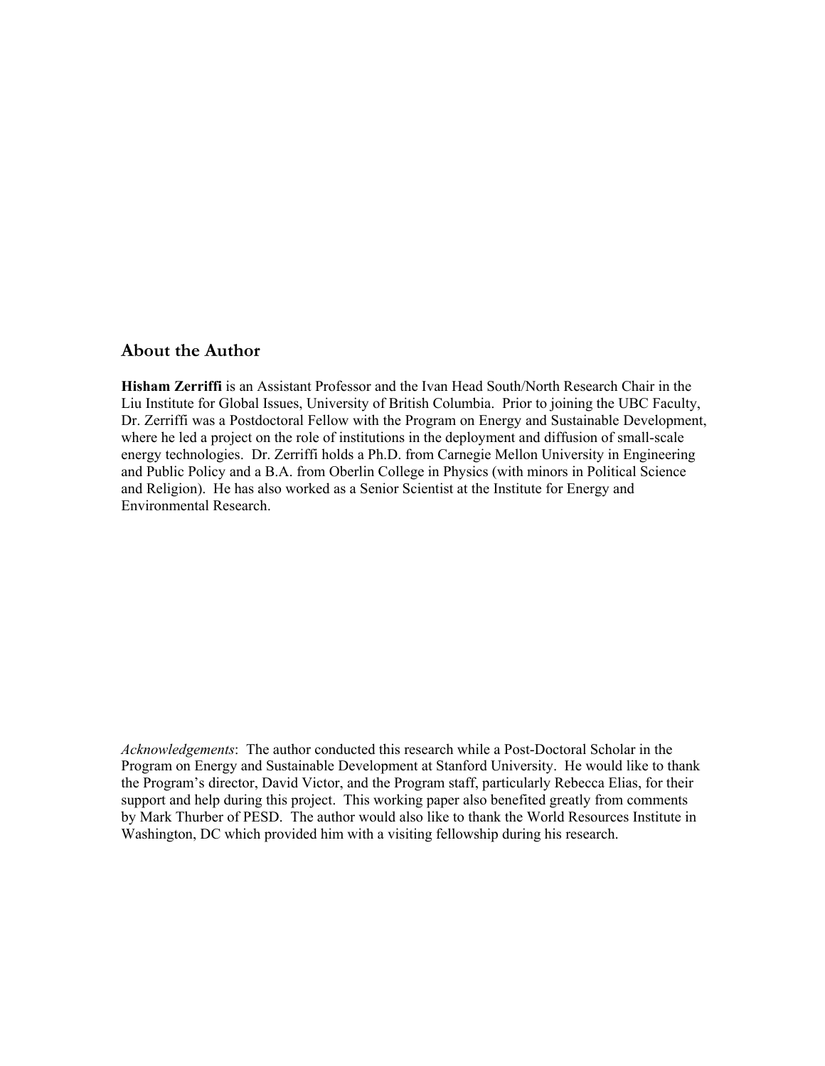## About the Author

**Hisham Zerriffi** is an Assistant Professor and the Ivan Head South/North Research Chair in the Liu Institute for Global Issues, University of British Columbia. Prior to joining the UBC Faculty, Dr. Zerriffi was a Postdoctoral Fellow with the Program on Energy and Sustainable Development, where he led a project on the role of institutions in the deployment and diffusion of small-scale energy technologies. Dr. Zerriffi holds a Ph.D. from Carnegie Mellon University in Engineering and Public Policy and a B.A. from Oberlin College in Physics (with minors in Political Science and Religion). He has also worked as a Senior Scientist at the Institute for Energy and Environmental Research.

*Acknowledgements*: The author conducted this research while a Post-Doctoral Scholar in the Program on Energy and Sustainable Development at Stanford University. He would like to thank the Program's director, David Victor, and the Program staff, particularly Rebecca Elias, for their support and help during this project. This working paper also benefited greatly from comments by Mark Thurber of PESD. The author would also like to thank the World Resources Institute in Washington, DC which provided him with a visiting fellowship during his research.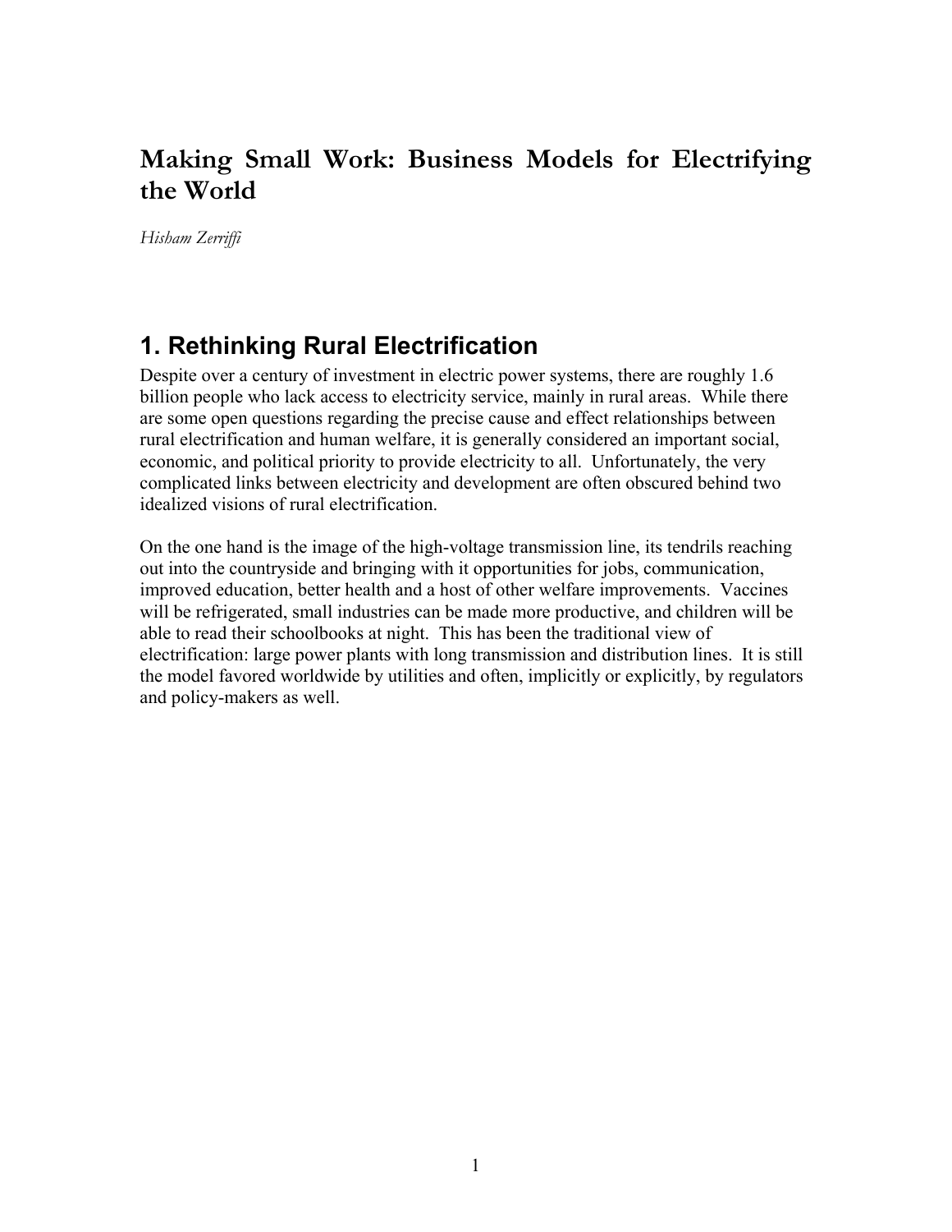# Making Small Work: Business Models for Electrifying the World

*Hisham Zerriffi*

## 1. Rethinking Rural Electrification

Despite over a century of investment in electric power systems, there are roughly 1.6 billion people who lack access to electricity service, mainly in rural areas. While there are some open questions regarding the precise cause and effect relationships between rural electrification and human welfare, it is generally considered an important social, economic, and political priority to provide electricity to all. Unfortunately, the very complicated links between electricity and development are often obscured behind two idealized visions of rural electrification.

On the one hand is the image of the high-voltage transmission line, its tendrils reaching out into the countryside and bringing with it opportunities for jobs, communication, improved education, better health and a host of other welfare improvements. Vaccines will be refrigerated, small industries can be made more productive, and children will be able to read their schoolbooks at night. This has been the traditional view of electrification: large power plants with long transmission and distribution lines. It is still the model favored worldwide by utilities and often, implicitly or explicitly, by regulators and policy-makers as well.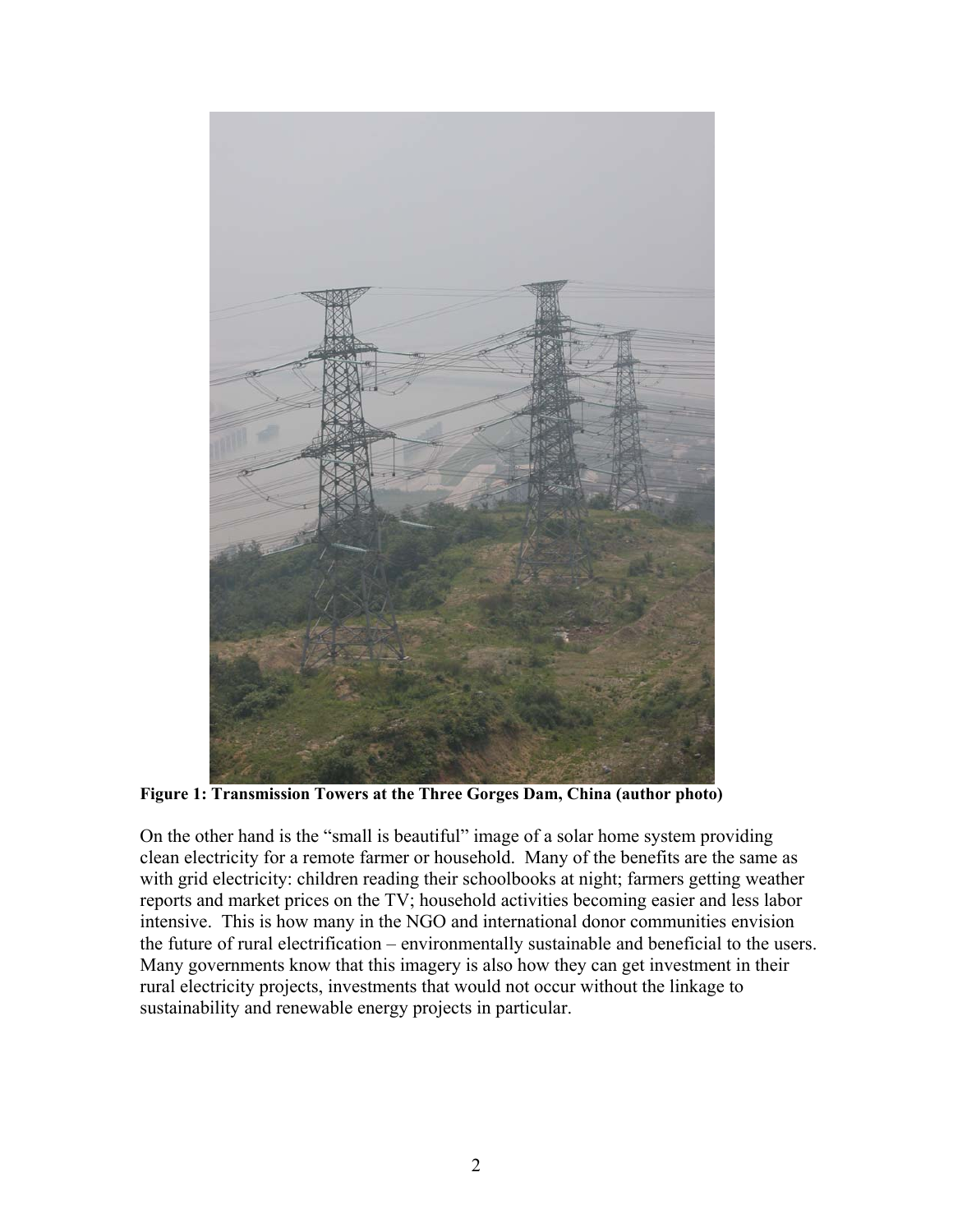**Figure 1: Transmission Towers at the Three Gorges Dam, China (author photo)**

On the other hand is the “small is beautiful” image of a solar home system providing clean electricity for a remote farmer or household. Many of the benefits are the same as with grid electricity: children reading their schoolbooks at night; farmers getting weather reports and market prices on the TV; household activities becoming easier and less labor intensive. This is how many in the NGO and international donor communities envision the future of rural electrification – environmentally sustainable and beneficial to the users. Many governments know that this imagery is also how they can get investment in their rural electricity projects, investments that would not occur without the linkage to sustainability and renewable energy projects in particular.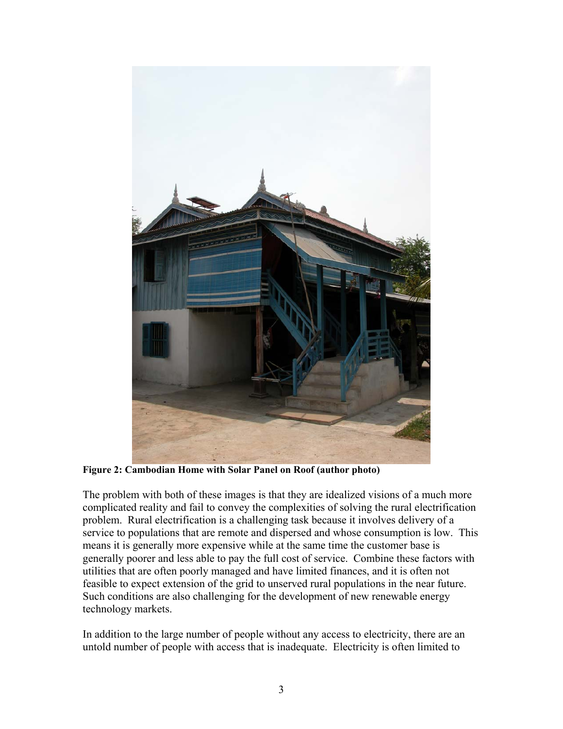**Figure 2: Cambodian Home with Solar Panel on Roof (author photo)**

The problem with both of these images is that they are idealized visions of a much more complicated reality and fail to convey the complexities of solving the rural electrification problem. Rural electrification is a challenging task because it involves delivery of a service to populations that are remote and dispersed and whose consumption is low. This means it is generally more expensive while at the same time the customer base is generally poorer and less able to pay the full cost of service. Combine these factors with utilities that are often poorly managed and have limited finances, and it is often not feasible to expect extension of the grid to unserved rural populations in the near future. Such conditions are also challenging for the development of new renewable energy technology markets.

In addition to the large number of people without any access to electricity, there are an untold number of people with access that is inadequate. Electricity is often limited to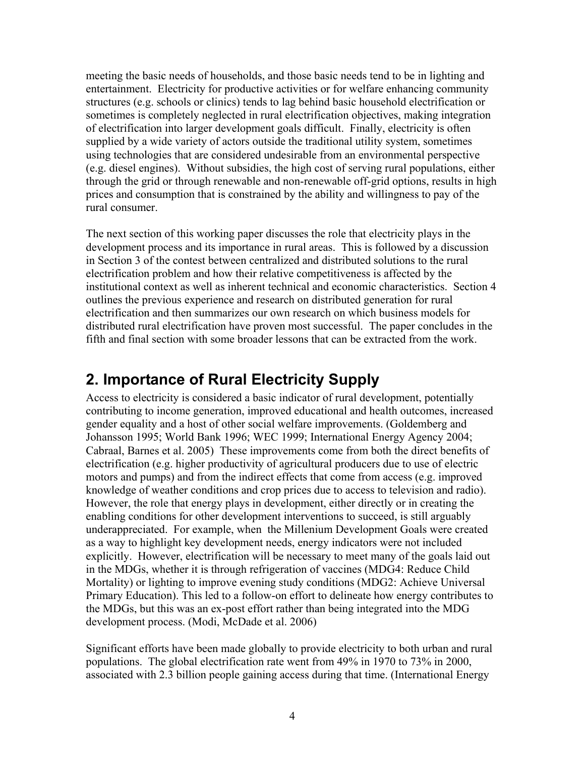meeting the basic needs of households, and those basic needs tend to be in lighting and entertainment. Electricity for productive activities or for welfare enhancing community structures (e.g. schools or clinics) tends to lag behind basic household electrification or sometimes is completely neglected in rural electrification objectives, making integration of electrification into larger development goals difficult. Finally, electricity is often supplied by a wide variety of actors outside the traditional utility system, sometimes using technologies that are considered undesirable from an environmental perspective (e.g. diesel engines). Without subsidies, the high cost of serving rural populations, either through the grid or through renewable and non-renewable off-grid options, results in high prices and consumption that is constrained by the ability and willingness to pay of the rural consumer.

The next section of this working paper discusses the role that electricity plays in the development process and its importance in rural areas. This is followed by a discussion in Section 3 of the contest between centralized and distributed solutions to the rural electrification problem and how their relative competitiveness is affected by the institutional context as well as inherent technical and economic characteristics. Section 4 outlines the previous experience and research on distributed generation for rural electrification and then summarizes our own research on which business models for distributed rural electrification have proven most successful. The paper concludes in the fifth and final section with some broader lessons that can be extracted from the work.

## 2. Importance of Rural Electricity Supply

Access to electricity is considered a basic indicator of rural development, potentially contributing to income generation, improved educational and health outcomes, increased gender equality and a host of other social welfare improvements. (Goldemberg and Johansson 1995; World Bank 1996; WEC 1999; International Energy Agency 2004; Cabraal, Barnes et al. 2005) These improvements come from both the direct benefits of electrification (e.g. higher productivity of agricultural producers due to use of electric motors and pumps) and from the indirect effects that come from access (e.g. improved knowledge of weather conditions and crop prices due to access to television and radio). However, the role that energy plays in development, either directly or in creating the enabling conditions for other development interventions to succeed, is still arguably underappreciated. For example, when the Millenium Development Goals were created as a way to highlight key development needs, energy indicators were not included explicitly. However, electrification will be necessary to meet many of the goals laid out in the MDGs, whether it is through refrigeration of vaccines (MDG4: Reduce Child Mortality) or lighting to improve evening study conditions (MDG2: Achieve Universal Primary Education). This led to a follow-on effort to delineate how energy contributes to the MDGs, but this was an ex-post effort rather than being integrated into the MDG development process. (Modi, McDade et al. 2006)

Significant efforts have been made globally to provide electricity to both urban and rural populations. The global electrification rate went from 49% in 1970 to 73% in 2000, associated with 2.3 billion people gaining access during that time. (International Energy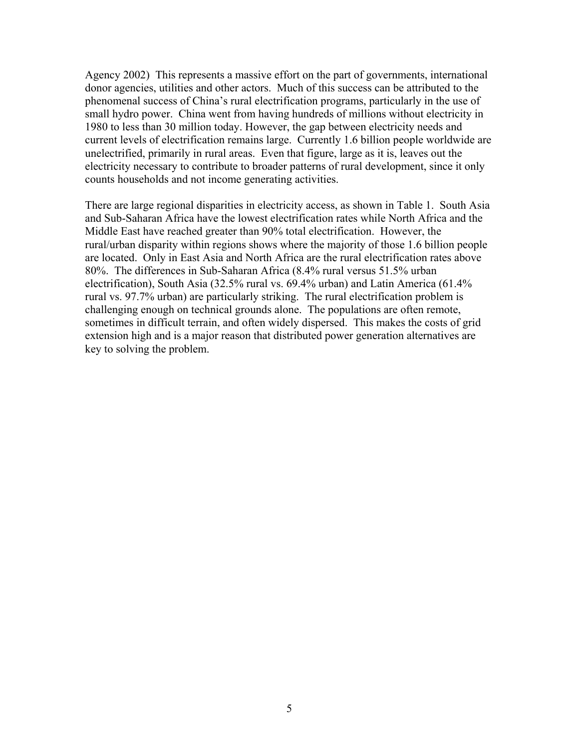Agency 2002) This represents a massive effort on the part of governments, international donor agencies, utilities and other actors. Much of this success can be attributed to the phenomenal success of China's rural electrification programs, particularly in the use of small hydro power. China went from having hundreds of millions without electricity in 1980 to less than 30 million today. However, the gap between electricity needs and current levels of electrification remains large. Currently 1.6 billion people worldwide are unelectrified, primarily in rural areas. Even that figure, large as it is, leaves out the electricity necessary to contribute to broader patterns of rural development, since it only counts households and not income generating activities.

There are large regional disparities in electricity access, as shown in Table 1. South Asia and Sub-Saharan Africa have the lowest electrification rates while North Africa and the Middle East have reached greater than 90% total electrification. However, the rural/urban disparity within regions shows where the majority of those 1.6 billion people are located. Only in East Asia and North Africa are the rural electrification rates above 80%. The differences in Sub-Saharan Africa (8.4% rural versus 51.5% urban electrification), South Asia (32.5% rural vs. 69.4% urban) and Latin America (61.4% rural vs. 97.7% urban) are particularly striking. The rural electrification problem is challenging enough on technical grounds alone. The populations are often remote, sometimes in difficult terrain, and often widely dispersed. This makes the costs of grid extension high and is a major reason that distributed power generation alternatives are key to solving the problem.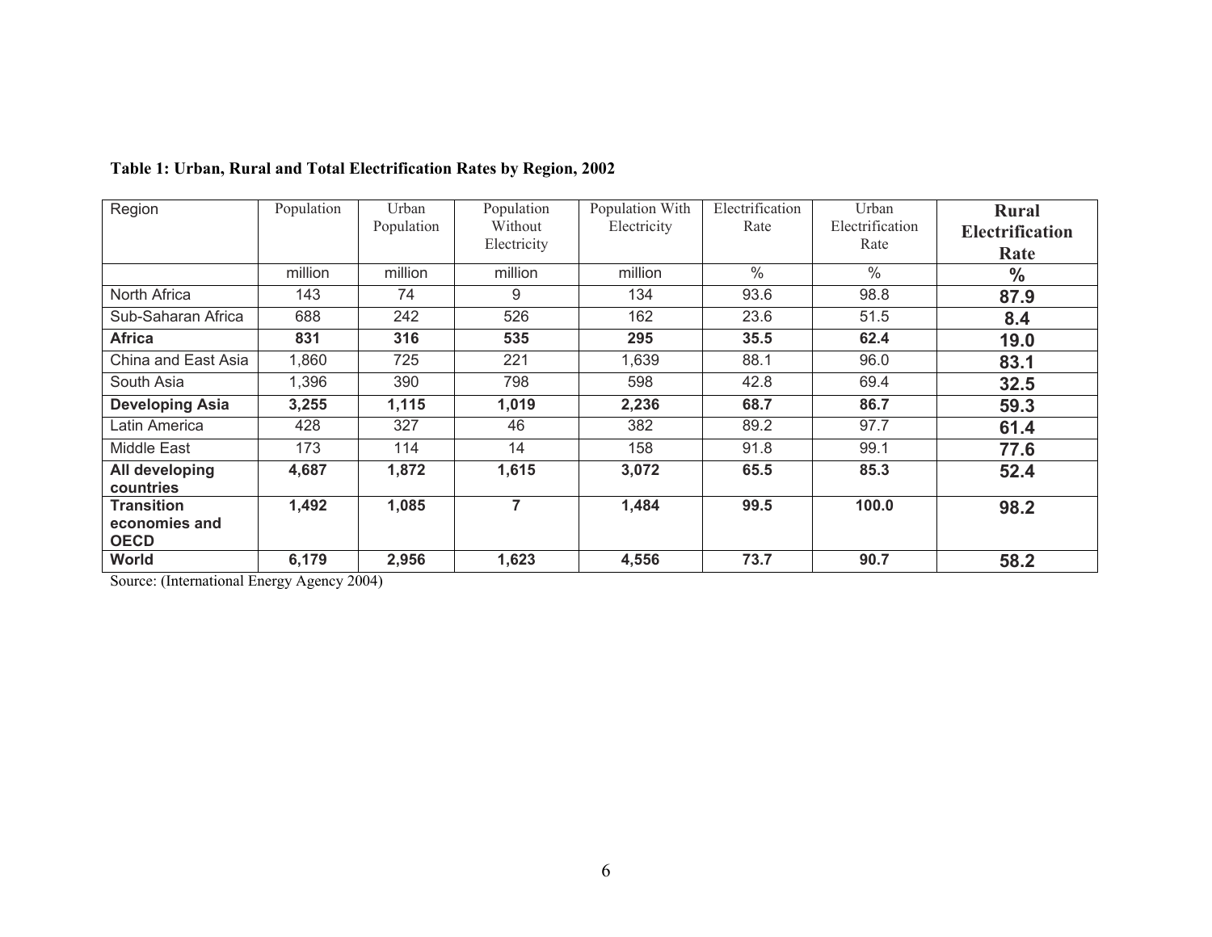**Table 1: Urban, Rural and Total Electrification Rates by Region, 2002**

| Region | Population | Urban Population | Population Without Electricity | Population With Electricity | Electrification Rate | Urban Electrification Rate | **Rural Electrification Rate** |
|---|---|---|---|---|---|---|---|
| | million | million | million | million | % | % | **%** |
| North Africa | 143 | 74 | 9 | 134 | 93.6 | 98.8 | **87.9** |
| Sub-Saharan Africa | 688 | 242 | 526 | 162 | 23.6 | 51.5 | **8.4** |
| **Africa** | **831** | **316** | **535** | **295** | **35.5** | **62.4** | **19.0** |
| China and East Asia | 1,860 | 725 | 221 | 1,639 | 88.1 | 96.0 | **83.1** |
| South Asia | 1,396 | 390 | 798 | 598 | 42.8 | 69.4 | **32.5** |
| **Developing Asia** | **3,255** | **1,115** | **1,019** | **2,236** | **68.7** | **86.7** | **59.3** |
| Latin America | 428 | 327 | 46 | 382 | 89.2 | 97.7 | **61.4** |
| Middle East | 173 | 114 | 14 | 158 | 91.8 | 99.1 | **77.6** |
| **All developing countries** | **4,687** | **1,872** | **1,615** | **3,072** | **65.5** | **85.3** | **52.4** |
| **Transition economies and OECD** | **1,492** | **1,085** | **7** | **1,484** | **99.5** | **100.0** | **98.2** |
| **World** | **6,179** | **2,956** | **1,623** | **4,556** | **73.7** | **90.7** | **58.2** |

Source: (International Energy Agency 2004)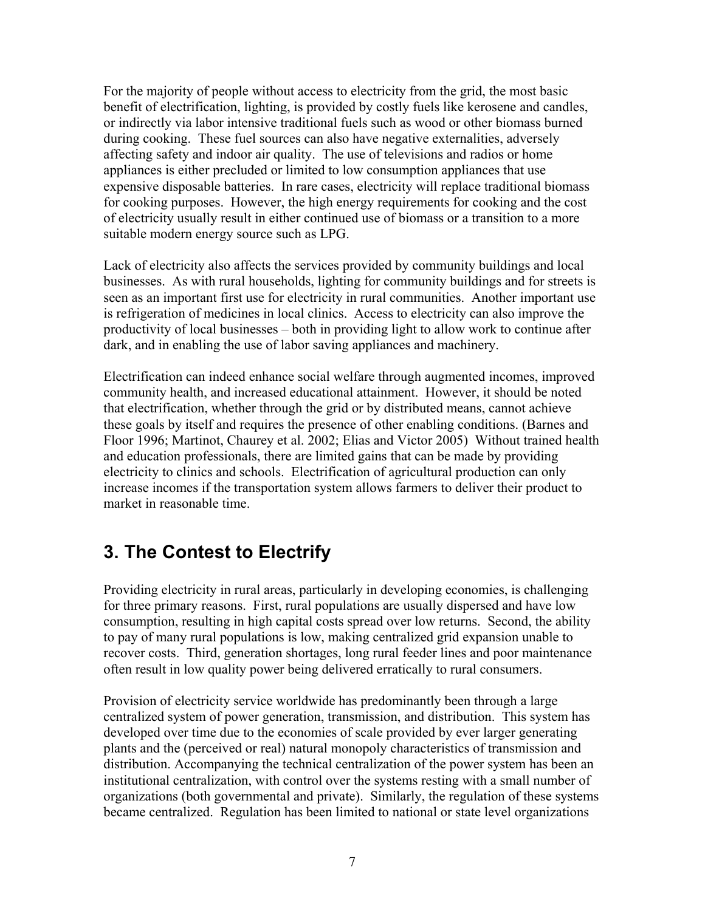For the majority of people without access to electricity from the grid, the most basic benefit of electrification, lighting, is provided by costly fuels like kerosene and candles, or indirectly via labor intensive traditional fuels such as wood or other biomass burned during cooking. These fuel sources can also have negative externalities, adversely affecting safety and indoor air quality. The use of televisions and radios or home appliances is either precluded or limited to low consumption appliances that use expensive disposable batteries. In rare cases, electricity will replace traditional biomass for cooking purposes. However, the high energy requirements for cooking and the cost of electricity usually result in either continued use of biomass or a transition to a more suitable modern energy source such as LPG.

Lack of electricity also affects the services provided by community buildings and local businesses. As with rural households, lighting for community buildings and for streets is seen as an important first use for electricity in rural communities. Another important use is refrigeration of medicines in local clinics. Access to electricity can also improve the productivity of local businesses – both in providing light to allow work to continue after dark, and in enabling the use of labor saving appliances and machinery.

Electrification can indeed enhance social welfare through augmented incomes, improved community health, and increased educational attainment. However, it should be noted that electrification, whether through the grid or by distributed means, cannot achieve these goals by itself and requires the presence of other enabling conditions. (Barnes and Floor 1996; Martinot, Chaurey et al. 2002; Elias and Victor 2005) Without trained health and education professionals, there are limited gains that can be made by providing electricity to clinics and schools. Electrification of agricultural production can only increase incomes if the transportation system allows farmers to deliver their product to market in reasonable time.

## 3. The Contest to Electrify

Providing electricity in rural areas, particularly in developing economies, is challenging for three primary reasons. First, rural populations are usually dispersed and have low consumption, resulting in high capital costs spread over low returns. Second, the ability to pay of many rural populations is low, making centralized grid expansion unable to recover costs. Third, generation shortages, long rural feeder lines and poor maintenance often result in low quality power being delivered erratically to rural consumers.

Provision of electricity service worldwide has predominantly been through a large centralized system of power generation, transmission, and distribution. This system has developed over time due to the economies of scale provided by ever larger generating plants and the (perceived or real) natural monopoly characteristics of transmission and distribution. Accompanying the technical centralization of the power system has been an institutional centralization, with control over the systems resting with a small number of organizations (both governmental and private). Similarly, the regulation of these systems became centralized. Regulation has been limited to national or state level organizations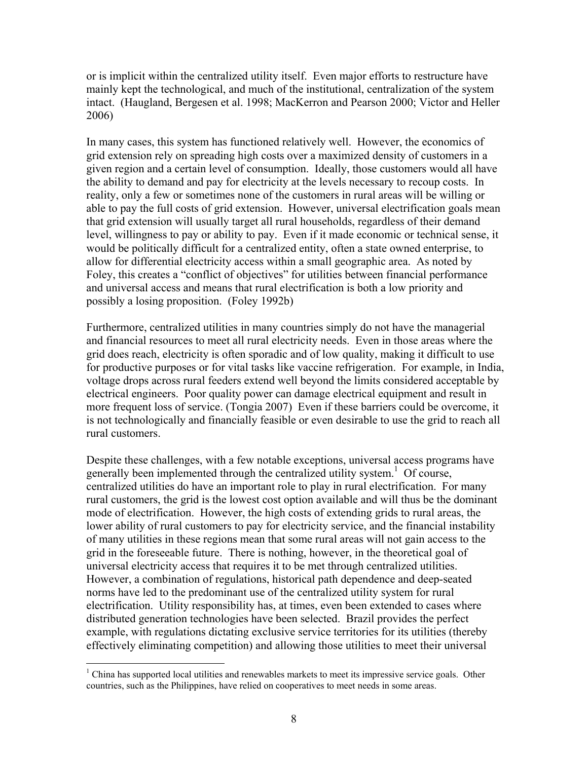or is implicit within the centralized utility itself. Even major efforts to restructure have mainly kept the technological, and much of the institutional, centralization of the system intact. (Haugland, Bergesen et al. 1998; MacKerron and Pearson 2000; Victor and Heller 2006)

In many cases, this system has functioned relatively well. However, the economics of grid extension rely on spreading high costs over a maximized density of customers in a given region and a certain level of consumption. Ideally, those customers would all have the ability to demand and pay for electricity at the levels necessary to recoup costs. In reality, only a few or sometimes none of the customers in rural areas will be willing or able to pay the full costs of grid extension. However, universal electrification goals mean that grid extension will usually target all rural households, regardless of their demand level, willingness to pay or ability to pay. Even if it made economic or technical sense, it would be politically difficult for a centralized entity, often a state owned enterprise, to allow for differential electricity access within a small geographic area. As noted by Foley, this creates a "conflict of objectives" for utilities between financial performance and universal access and means that rural electrification is both a low priority and possibly a losing proposition. (Foley 1992b)

Furthermore, centralized utilities in many countries simply do not have the managerial and financial resources to meet all rural electricity needs. Even in those areas where the grid does reach, electricity is often sporadic and of low quality, making it difficult to use for productive purposes or for vital tasks like vaccine refrigeration. For example, in India, voltage drops across rural feeders extend well beyond the limits considered acceptable by electrical engineers. Poor quality power can damage electrical equipment and result in more frequent loss of service. (Tongia 2007) Even if these barriers could be overcome, it is not technologically and financially feasible or even desirable to use the grid to reach all rural customers.

Despite these challenges, with a few notable exceptions, universal access programs have generally been implemented through the centralized utility system.[1] Of course, centralized utilities do have an important role to play in rural electrification. For many rural customers, the grid is the lowest cost option available and will thus be the dominant mode of electrification. However, the high costs of extending grids to rural areas, the lower ability of rural customers to pay for electricity service, and the financial instability of many utilities in these regions mean that some rural areas will not gain access to the grid in the foreseeable future. There is nothing, however, in the theoretical goal of universal electricity access that requires it to be met through centralized utilities. However, a combination of regulations, historical path dependence and deep-seated norms have led to the predominant use of the centralized utility system for rural electrification. Utility responsibility has, at times, even been extended to cases where distributed generation technologies have been selected. Brazil provides the perfect example, with regulations dictating exclusive service territories for its utilities (thereby effectively eliminating competition) and allowing those utilities to meet their universal

[1] China has supported local utilities and renewables markets to meet its impressive service goals. Other countries, such as the Philippines, have relied on cooperatives to meet needs in some areas.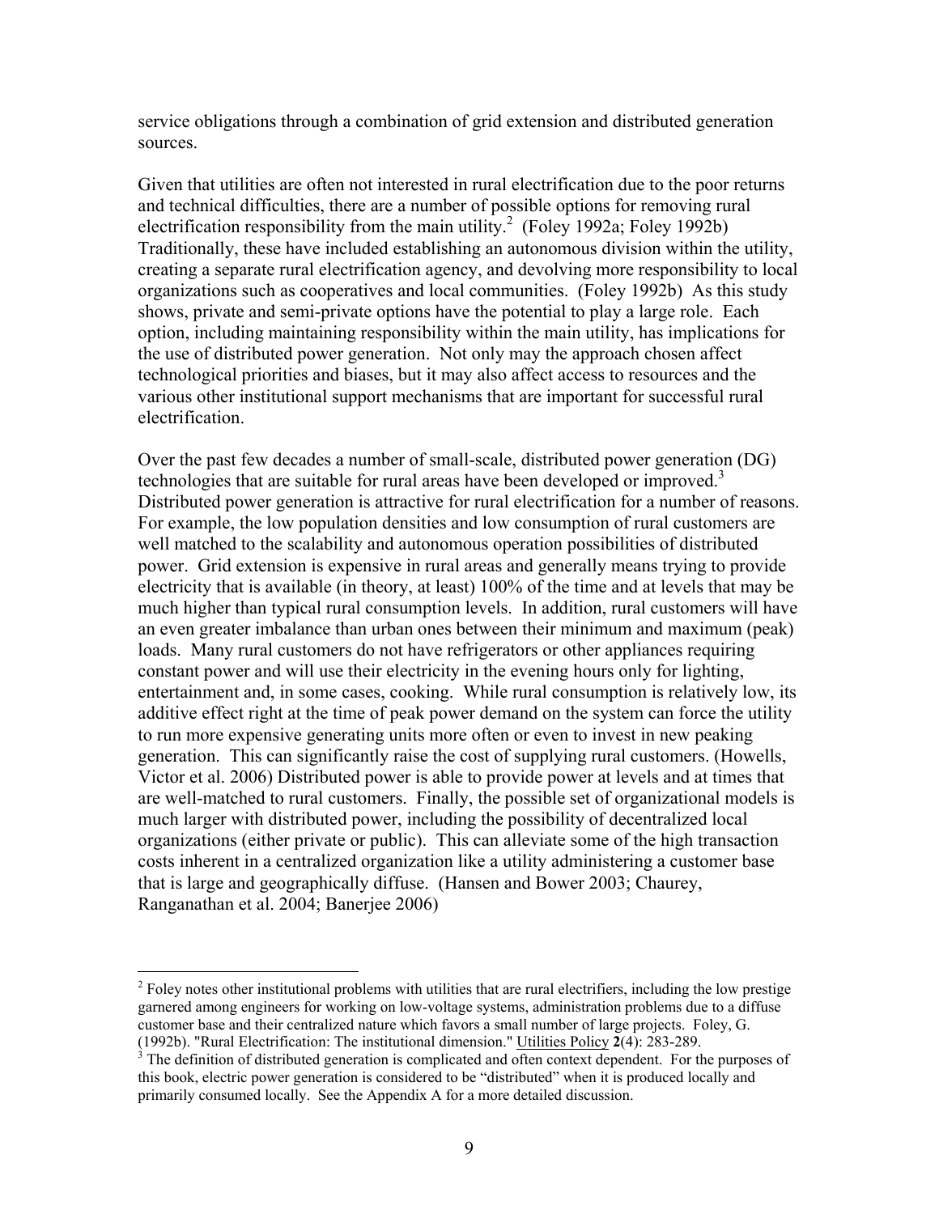service obligations through a combination of grid extension and distributed generation sources.

Given that utilities are often not interested in rural electrification due to the poor returns and technical difficulties, there are a number of possible options for removing rural electrification responsibility from the main utility.[2] (Foley 1992a; Foley 1992b) Traditionally, these have included establishing an autonomous division within the utility, creating a separate rural electrification agency, and devolving more responsibility to local organizations such as cooperatives and local communities. (Foley 1992b) As this study shows, private and semi-private options have the potential to play a large role. Each option, including maintaining responsibility within the main utility, has implications for the use of distributed power generation. Not only may the approach chosen affect technological priorities and biases, but it may also affect access to resources and the various other institutional support mechanisms that are important for successful rural electrification.

Over the past few decades a number of small-scale, distributed power generation (DG) technologies that are suitable for rural areas have been developed or improved.[3] Distributed power generation is attractive for rural electrification for a number of reasons. For example, the low population densities and low consumption of rural customers are well matched to the scalability and autonomous operation possibilities of distributed power. Grid extension is expensive in rural areas and generally means trying to provide electricity that is available (in theory, at least) 100% of the time and at levels that may be much higher than typical rural consumption levels. In addition, rural customers will have an even greater imbalance than urban ones between their minimum and maximum (peak) loads. Many rural customers do not have refrigerators or other appliances requiring constant power and will use their electricity in the evening hours only for lighting, entertainment and, in some cases, cooking. While rural consumption is relatively low, its additive effect right at the time of peak power demand on the system can force the utility to run more expensive generating units more often or even to invest in new peaking generation. This can significantly raise the cost of supplying rural customers. (Howells, Victor et al. 2006) Distributed power is able to provide power at levels and at times that are well-matched to rural customers. Finally, the possible set of organizational models is much larger with distributed power, including the possibility of decentralized local organizations (either private or public). This can alleviate some of the high transaction costs inherent in a centralized organization like a utility administering a customer base that is large and geographically diffuse. (Hansen and Bower 2003; Chaurey, Ranganathan et al. 2004; Banerjee 2006)

---

[2] Foley notes other institutional problems with utilities that are rural electrifiers, including the low prestige garnered among engineers for working on low-voltage systems, administration problems due to a diffuse customer base and their centralized nature which favors a small number of large projects. Foley, G. (1992b). "Rural Electrification: The institutional dimension." Utilities Policy **2**(4): 283-289.

[3] The definition of distributed generation is complicated and often context dependent. For the purposes of this book, electric power generation is considered to be "distributed" when it is produced locally and primarily consumed locally. See the Appendix A for a more detailed discussion.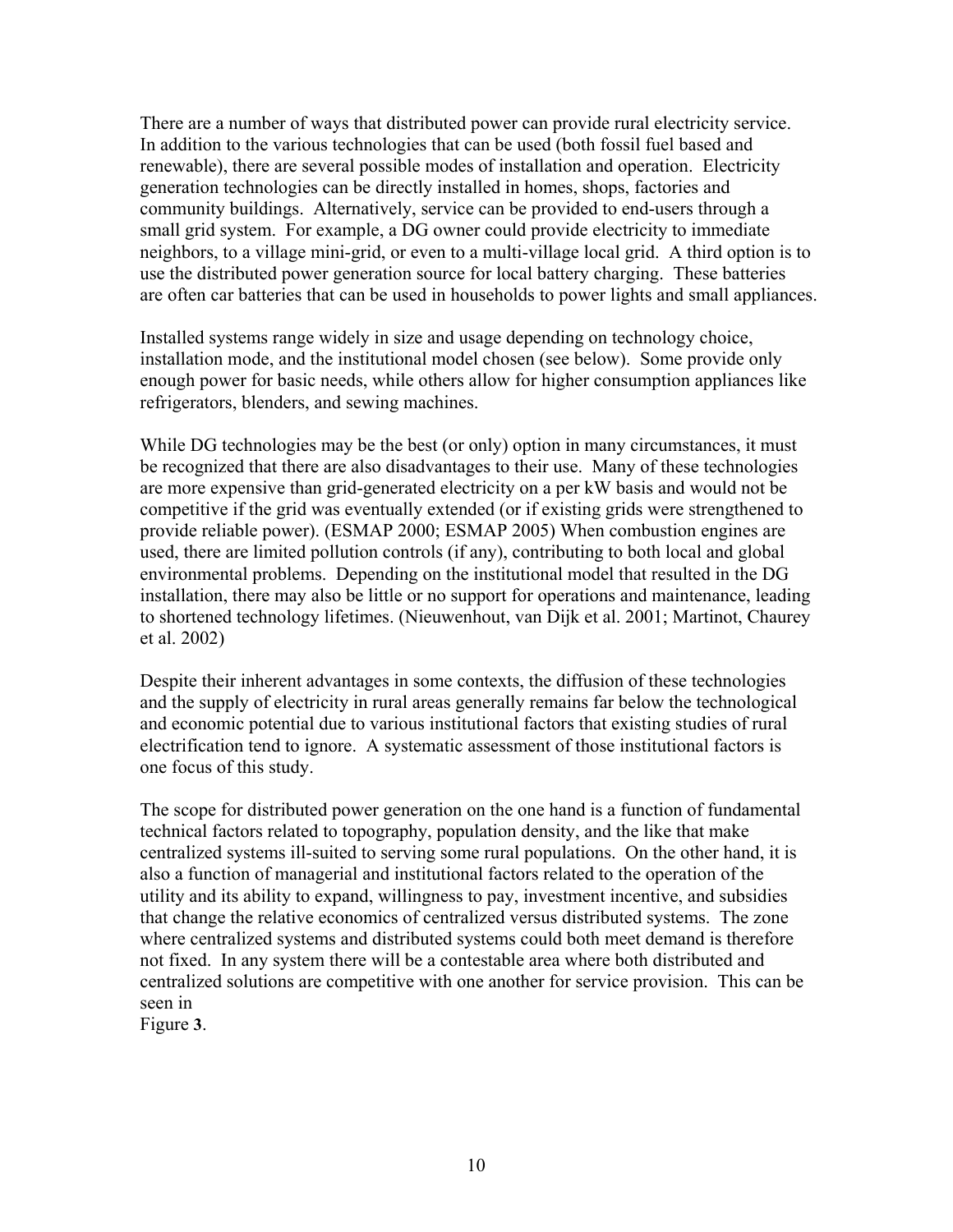There are a number of ways that distributed power can provide rural electricity service. In addition to the various technologies that can be used (both fossil fuel based and renewable), there are several possible modes of installation and operation. Electricity generation technologies can be directly installed in homes, shops, factories and community buildings. Alternatively, service can be provided to end-users through a small grid system. For example, a DG owner could provide electricity to immediate neighbors, to a village mini-grid, or even to a multi-village local grid. A third option is to use the distributed power generation source for local battery charging. These batteries are often car batteries that can be used in households to power lights and small appliances.

Installed systems range widely in size and usage depending on technology choice, installation mode, and the institutional model chosen (see below). Some provide only enough power for basic needs, while others allow for higher consumption appliances like refrigerators, blenders, and sewing machines.

While DG technologies may be the best (or only) option in many circumstances, it must be recognized that there are also disadvantages to their use. Many of these technologies are more expensive than grid-generated electricity on a per kW basis and would not be competitive if the grid was eventually extended (or if existing grids were strengthened to provide reliable power). (ESMAP 2000; ESMAP 2005) When combustion engines are used, there are limited pollution controls (if any), contributing to both local and global environmental problems. Depending on the institutional model that resulted in the DG installation, there may also be little or no support for operations and maintenance, leading to shortened technology lifetimes. (Nieuwenhout, van Dijk et al. 2001; Martinot, Chaurey et al. 2002)

Despite their inherent advantages in some contexts, the diffusion of these technologies and the supply of electricity in rural areas generally remains far below the technological and economic potential due to various institutional factors that existing studies of rural electrification tend to ignore. A systematic assessment of those institutional factors is one focus of this study.

The scope for distributed power generation on the one hand is a function of fundamental technical factors related to topography, population density, and the like that make centralized systems ill-suited to serving some rural populations. On the other hand, it is also a function of managerial and institutional factors related to the operation of the utility and its ability to expand, willingness to pay, investment incentive, and subsidies that change the relative economics of centralized versus distributed systems. The zone where centralized systems and distributed systems could both meet demand is therefore not fixed. In any system there will be a contestable area where both distributed and centralized solutions are competitive with one another for service provision. This can be seen in Figure **3**.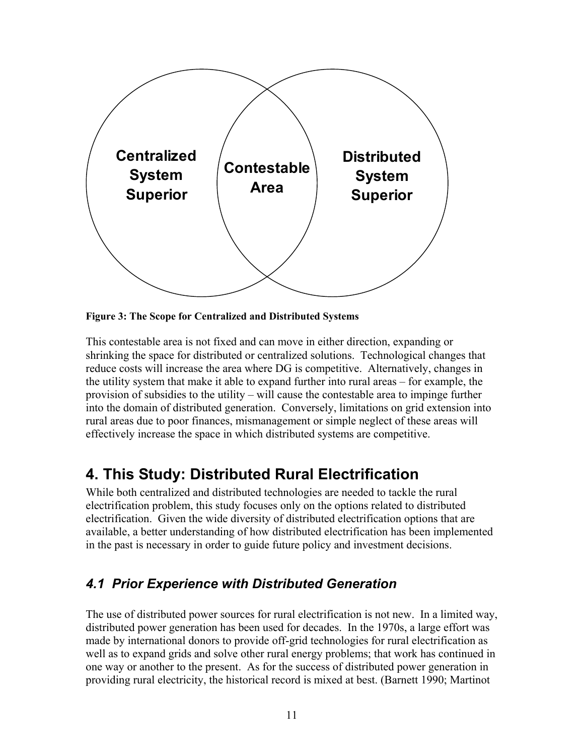Centralized System Superior

Contestable Area

Distributed System Superior

**Figure 3: The Scope for Centralized and Distributed Systems**

This contestable area is not fixed and can move in either direction, expanding or shrinking the space for distributed or centralized solutions. Technological changes that reduce costs will increase the area where DG is competitive. Alternatively, changes in the utility system that make it able to expand further into rural areas – for example, the provision of subsidies to the utility – will cause the contestable area to impinge further into the domain of distributed generation. Conversely, limitations on grid extension into rural areas due to poor finances, mismanagement or simple neglect of these areas will effectively increase the space in which distributed systems are competitive.

# 4. This Study: Distributed Rural Electrification

While both centralized and distributed technologies are needed to tackle the rural electrification problem, this study focuses only on the options related to distributed electrification. Given the wide diversity of distributed electrification options that are available, a better understanding of how distributed electrification has been implemented in the past is necessary in order to guide future policy and investment decisions.

## *4.1 Prior Experience with Distributed Generation*

The use of distributed power sources for rural electrification is not new. In a limited way, distributed power generation has been used for decades. In the 1970s, a large effort was made by international donors to provide off-grid technologies for rural electrification as well as to expand grids and solve other rural energy problems; that work has continued in one way or another to the present. As for the success of distributed power generation in providing rural electricity, the historical record is mixed at best. (Barnett 1990; Martinot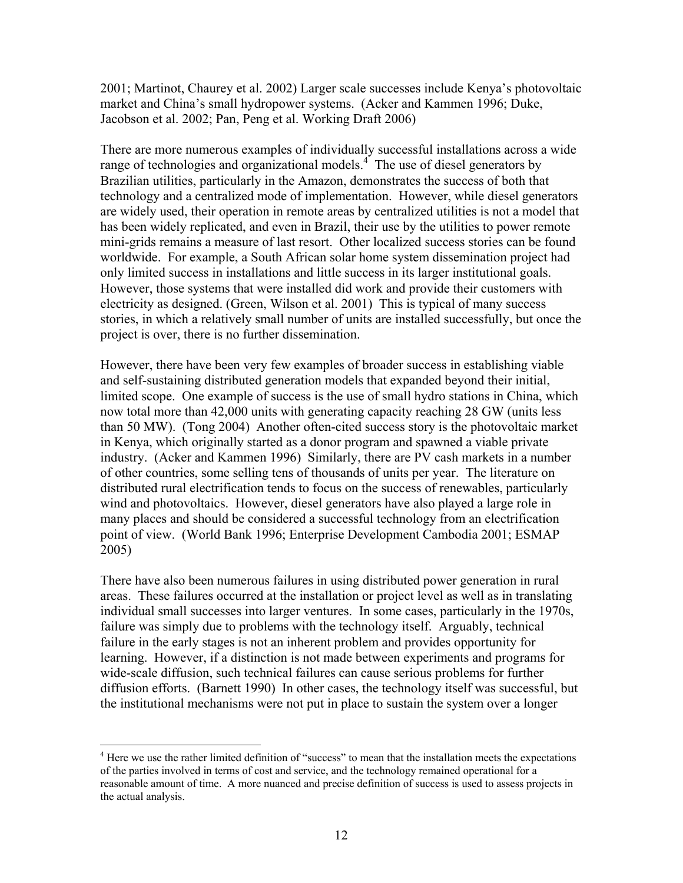2001; Martinot, Chaurey et al. 2002) Larger scale successes include Kenya's photovoltaic market and China's small hydropower systems. (Acker and Kammen 1996; Duke, Jacobson et al. 2002; Pan, Peng et al. Working Draft 2006)

There are more numerous examples of individually successful installations across a wide range of technologies and organizational models.[4] The use of diesel generators by Brazilian utilities, particularly in the Amazon, demonstrates the success of both that technology and a centralized mode of implementation. However, while diesel generators are widely used, their operation in remote areas by centralized utilities is not a model that has been widely replicated, and even in Brazil, their use by the utilities to power remote mini-grids remains a measure of last resort. Other localized success stories can be found worldwide. For example, a South African solar home system dissemination project had only limited success in installations and little success in its larger institutional goals. However, those systems that were installed did work and provide their customers with electricity as designed. (Green, Wilson et al. 2001) This is typical of many success stories, in which a relatively small number of units are installed successfully, but once the project is over, there is no further dissemination.

However, there have been very few examples of broader success in establishing viable and self-sustaining distributed generation models that expanded beyond their initial, limited scope. One example of success is the use of small hydro stations in China, which now total more than 42,000 units with generating capacity reaching 28 GW (units less than 50 MW). (Tong 2004) Another often-cited success story is the photovoltaic market in Kenya, which originally started as a donor program and spawned a viable private industry. (Acker and Kammen 1996) Similarly, there are PV cash markets in a number of other countries, some selling tens of thousands of units per year. The literature on distributed rural electrification tends to focus on the success of renewables, particularly wind and photovoltaics. However, diesel generators have also played a large role in many places and should be considered a successful technology from an electrification point of view. (World Bank 1996; Enterprise Development Cambodia 2001; ESMAP 2005)

There have also been numerous failures in using distributed power generation in rural areas. These failures occurred at the installation or project level as well as in translating individual small successes into larger ventures. In some cases, particularly in the 1970s, failure was simply due to problems with the technology itself. Arguably, technical failure in the early stages is not an inherent problem and provides opportunity for learning. However, if a distinction is not made between experiments and programs for wide-scale diffusion, such technical failures can cause serious problems for further diffusion efforts. (Barnett 1990) In other cases, the technology itself was successful, but the institutional mechanisms were not put in place to sustain the system over a longer

[4] Here we use the rather limited definition of "success" to mean that the installation meets the expectations of the parties involved in terms of cost and service, and the technology remained operational for a reasonable amount of time. A more nuanced and precise definition of success is used to assess projects in the actual analysis.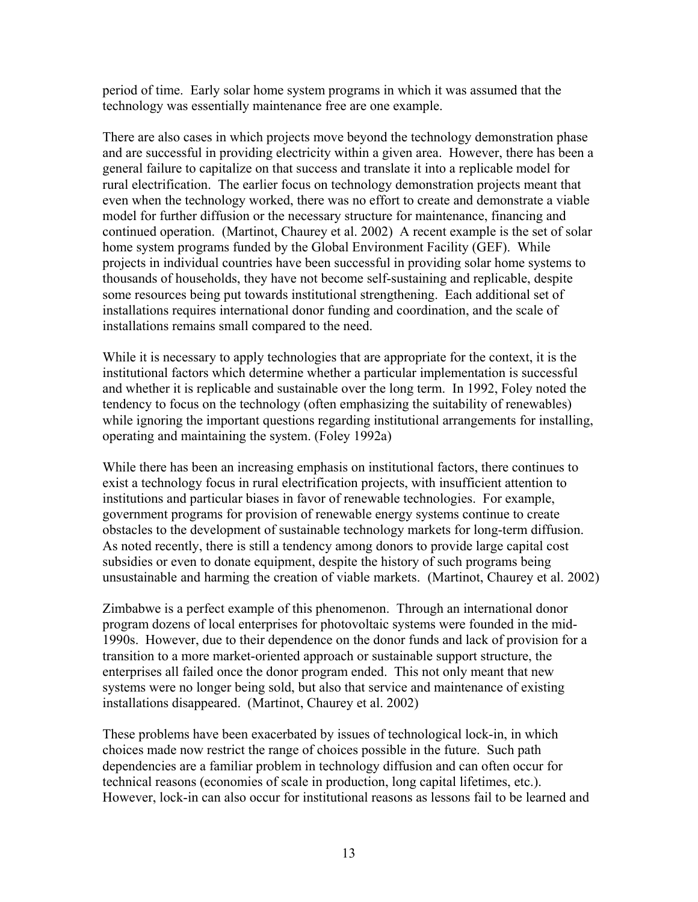period of time. Early solar home system programs in which it was assumed that the technology was essentially maintenance free are one example.

There are also cases in which projects move beyond the technology demonstration phase and are successful in providing electricity within a given area. However, there has been a general failure to capitalize on that success and translate it into a replicable model for rural electrification. The earlier focus on technology demonstration projects meant that even when the technology worked, there was no effort to create and demonstrate a viable model for further diffusion or the necessary structure for maintenance, financing and continued operation. (Martinot, Chaurey et al. 2002) A recent example is the set of solar home system programs funded by the Global Environment Facility (GEF). While projects in individual countries have been successful in providing solar home systems to thousands of households, they have not become self-sustaining and replicable, despite some resources being put towards institutional strengthening. Each additional set of installations requires international donor funding and coordination, and the scale of installations remains small compared to the need.

While it is necessary to apply technologies that are appropriate for the context, it is the institutional factors which determine whether a particular implementation is successful and whether it is replicable and sustainable over the long term. In 1992, Foley noted the tendency to focus on the technology (often emphasizing the suitability of renewables) while ignoring the important questions regarding institutional arrangements for installing, operating and maintaining the system. (Foley 1992a)

While there has been an increasing emphasis on institutional factors, there continues to exist a technology focus in rural electrification projects, with insufficient attention to institutions and particular biases in favor of renewable technologies. For example, government programs for provision of renewable energy systems continue to create obstacles to the development of sustainable technology markets for long-term diffusion. As noted recently, there is still a tendency among donors to provide large capital cost subsidies or even to donate equipment, despite the history of such programs being unsustainable and harming the creation of viable markets. (Martinot, Chaurey et al. 2002)

Zimbabwe is a perfect example of this phenomenon. Through an international donor program dozens of local enterprises for photovoltaic systems were founded in the mid-1990s. However, due to their dependence on the donor funds and lack of provision for a transition to a more market-oriented approach or sustainable support structure, the enterprises all failed once the donor program ended. This not only meant that new systems were no longer being sold, but also that service and maintenance of existing installations disappeared. (Martinot, Chaurey et al. 2002)

These problems have been exacerbated by issues of technological lock-in, in which choices made now restrict the range of choices possible in the future. Such path dependencies are a familiar problem in technology diffusion and can often occur for technical reasons (economies of scale in production, long capital lifetimes, etc.). However, lock-in can also occur for institutional reasons as lessons fail to be learned and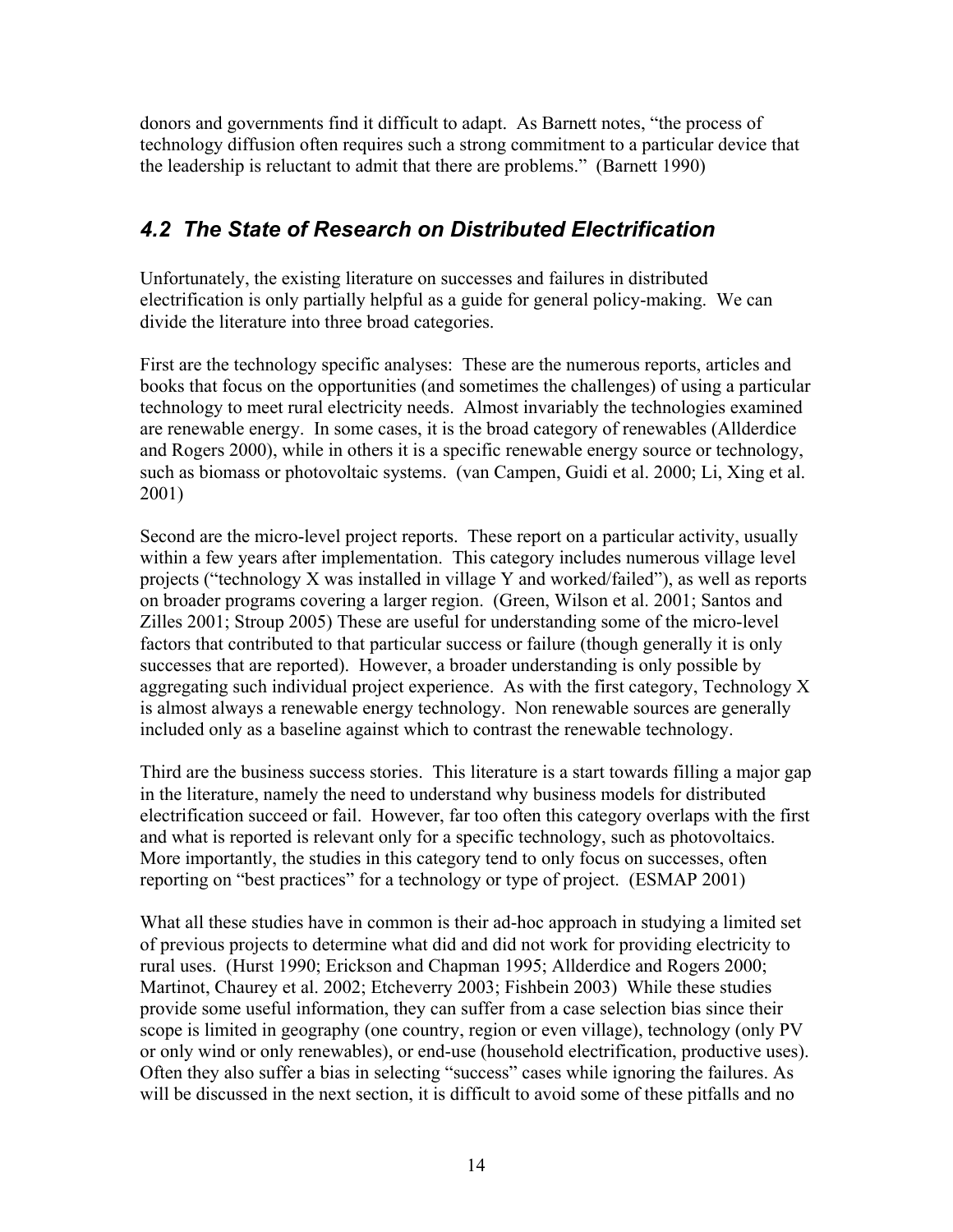donors and governments find it difficult to adapt. As Barnett notes, "the process of technology diffusion often requires such a strong commitment to a particular device that the leadership is reluctant to admit that there are problems." (Barnett 1990)

## *4.2 The State of Research on Distributed Electrification*

Unfortunately, the existing literature on successes and failures in distributed electrification is only partially helpful as a guide for general policy-making. We can divide the literature into three broad categories.

First are the technology specific analyses: These are the numerous reports, articles and books that focus on the opportunities (and sometimes the challenges) of using a particular technology to meet rural electricity needs. Almost invariably the technologies examined are renewable energy. In some cases, it is the broad category of renewables (Allderdice and Rogers 2000), while in others it is a specific renewable energy source or technology, such as biomass or photovoltaic systems. (van Campen, Guidi et al. 2000; Li, Xing et al. 2001)

Second are the micro-level project reports. These report on a particular activity, usually within a few years after implementation. This category includes numerous village level projects ("technology X was installed in village Y and worked/failed"), as well as reports on broader programs covering a larger region. (Green, Wilson et al. 2001; Santos and Zilles 2001; Stroup 2005) These are useful for understanding some of the micro-level factors that contributed to that particular success or failure (though generally it is only successes that are reported). However, a broader understanding is only possible by aggregating such individual project experience. As with the first category, Technology X is almost always a renewable energy technology. Non renewable sources are generally included only as a baseline against which to contrast the renewable technology.

Third are the business success stories. This literature is a start towards filling a major gap in the literature, namely the need to understand why business models for distributed electrification succeed or fail. However, far too often this category overlaps with the first and what is reported is relevant only for a specific technology, such as photovoltaics. More importantly, the studies in this category tend to only focus on successes, often reporting on "best practices" for a technology or type of project. (ESMAP 2001)

What all these studies have in common is their ad-hoc approach in studying a limited set of previous projects to determine what did and did not work for providing electricity to rural uses. (Hurst 1990; Erickson and Chapman 1995; Allderdice and Rogers 2000; Martinot, Chaurey et al. 2002; Etcheverry 2003; Fishbein 2003) While these studies provide some useful information, they can suffer from a case selection bias since their scope is limited in geography (one country, region or even village), technology (only PV or only wind or only renewables), or end-use (household electrification, productive uses). Often they also suffer a bias in selecting "success" cases while ignoring the failures. As will be discussed in the next section, it is difficult to avoid some of these pitfalls and no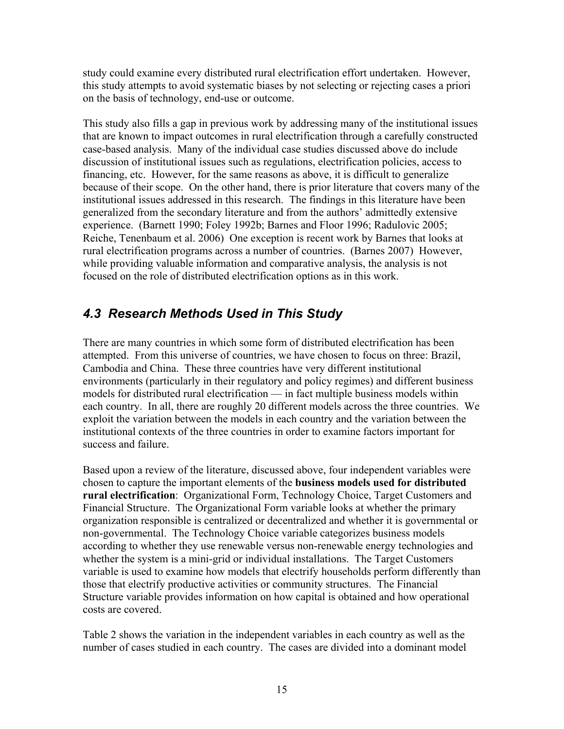study could examine every distributed rural electrification effort undertaken. However, this study attempts to avoid systematic biases by not selecting or rejecting cases a priori on the basis of technology, end-use or outcome.

This study also fills a gap in previous work by addressing many of the institutional issues that are known to impact outcomes in rural electrification through a carefully constructed case-based analysis. Many of the individual case studies discussed above do include discussion of institutional issues such as regulations, electrification policies, access to financing, etc. However, for the same reasons as above, it is difficult to generalize because of their scope. On the other hand, there is prior literature that covers many of the institutional issues addressed in this research. The findings in this literature have been generalized from the secondary literature and from the authors' admittedly extensive experience. (Barnett 1990; Foley 1992b; Barnes and Floor 1996; Radulovic 2005; Reiche, Tenenbaum et al. 2006) One exception is recent work by Barnes that looks at rural electrification programs across a number of countries. (Barnes 2007) However, while providing valuable information and comparative analysis, the analysis is not focused on the role of distributed electrification options as in this work.

## *4.3 Research Methods Used in This Study*

There are many countries in which some form of distributed electrification has been attempted. From this universe of countries, we have chosen to focus on three: Brazil, Cambodia and China. These three countries have very different institutional environments (particularly in their regulatory and policy regimes) and different business models for distributed rural electrification — in fact multiple business models within each country. In all, there are roughly 20 different models across the three countries. We exploit the variation between the models in each country and the variation between the institutional contexts of the three countries in order to examine factors important for success and failure.

Based upon a review of the literature, discussed above, four independent variables were chosen to capture the important elements of the **business models used for distributed rural electrification**: Organizational Form, Technology Choice, Target Customers and Financial Structure. The Organizational Form variable looks at whether the primary organization responsible is centralized or decentralized and whether it is governmental or non-governmental. The Technology Choice variable categorizes business models according to whether they use renewable versus non-renewable energy technologies and whether the system is a mini-grid or individual installations. The Target Customers variable is used to examine how models that electrify households perform differently than those that electrify productive activities or community structures. The Financial Structure variable provides information on how capital is obtained and how operational costs are covered.

Table 2 shows the variation in the independent variables in each country as well as the number of cases studied in each country. The cases are divided into a dominant model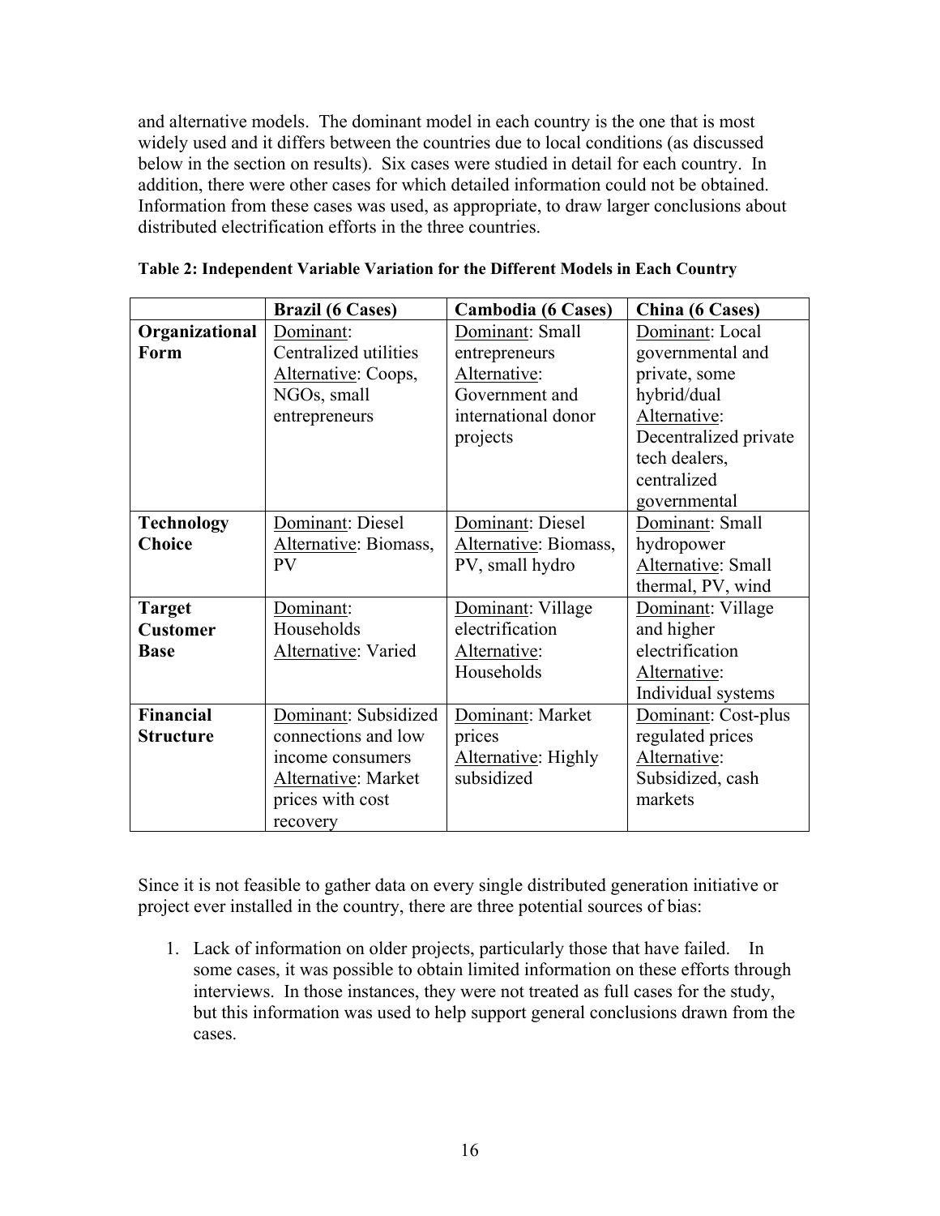and alternative models. The dominant model in each country is the one that is most widely used and it differs between the countries due to local conditions (as discussed below in the section on results). Six cases were studied in detail for each country. In addition, there were other cases for which detailed information could not be obtained. Information from these cases was used, as appropriate, to draw larger conclusions about distributed electrification efforts in the three countries.

**Table 2: Independent Variable Variation for the Different Models in Each Country**

| | **Brazil (6 Cases)** | **Cambodia (6 Cases)** | **China (6 Cases)** |
|---|---|---|---|
| **Organizational Form** | Dominant: Centralized utilities<br>Alternative: Coops, NGOs, small entrepreneurs | Dominant: Small entrepreneurs<br>Alternative: Government and international donor projects | Dominant: Local governmental and private, some hybrid/dual<br>Alternative: Decentralized private tech dealers, centralized governmental |
| **Technology Choice** | Dominant: Diesel<br>Alternative: Biomass, PV | Dominant: Diesel<br>Alternative: Biomass, PV, small hydro | Dominant: Small hydropower<br>Alternative: Small thermal, PV, wind |
| **Target Customer Base** | Dominant: Households<br>Alternative: Varied | Dominant: Village electrification<br>Alternative: Households | Dominant: Village and higher electrification<br>Alternative: Individual systems |
| **Financial Structure** | Dominant: Subsidized connections and low income consumers<br>Alternative: Market prices with cost recovery | Dominant: Market prices<br>Alternative: Highly subsidized | Dominant: Cost-plus regulated prices<br>Alternative: Subsidized, cash markets |

Since it is not feasible to gather data on every single distributed generation initiative or project ever installed in the country, there are three potential sources of bias:

1. Lack of information on older projects, particularly those that have failed. In some cases, it was possible to obtain limited information on these efforts through interviews. In those instances, they were not treated as full cases for the study, but this information was used to help support general conclusions drawn from the cases.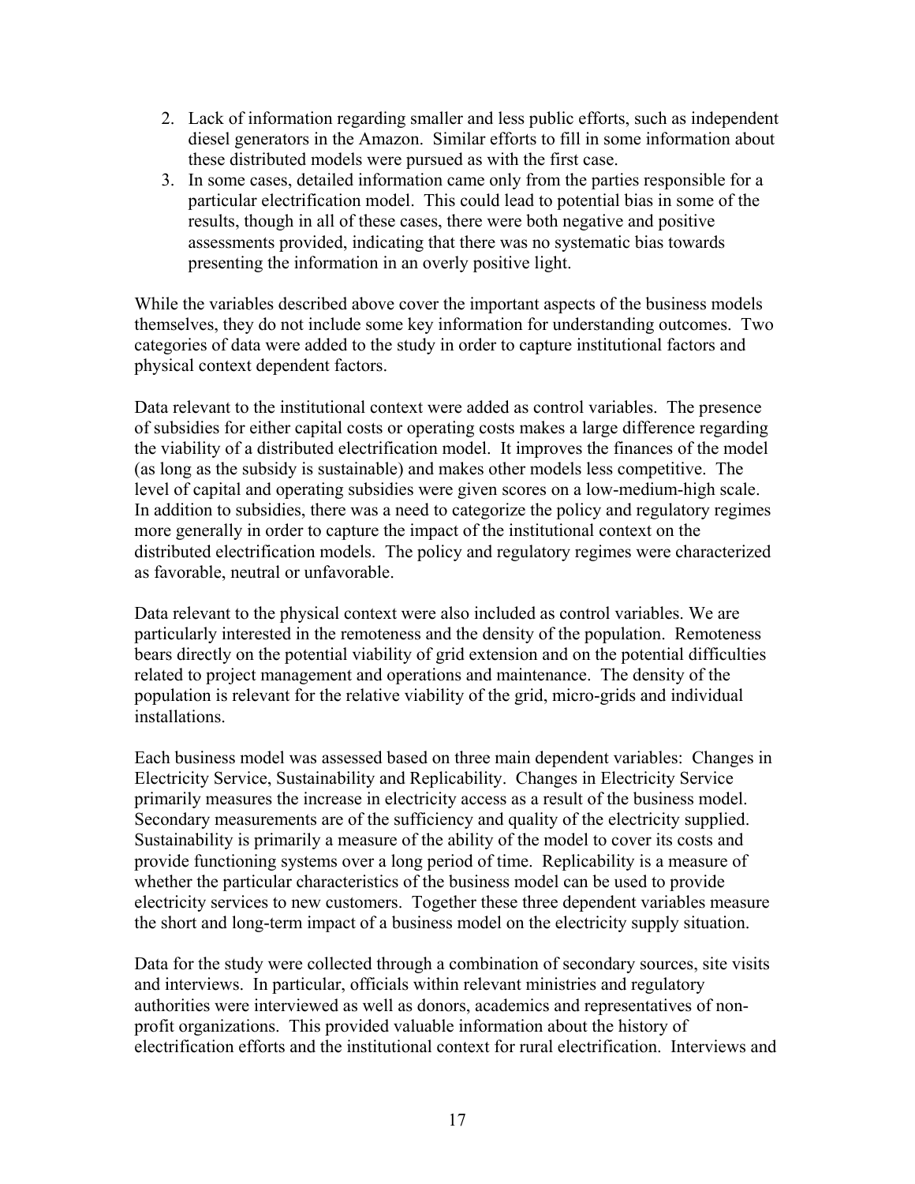2. Lack of information regarding smaller and less public efforts, such as independent diesel generators in the Amazon. Similar efforts to fill in some information about these distributed models were pursued as with the first case.
3. In some cases, detailed information came only from the parties responsible for a particular electrification model. This could lead to potential bias in some of the results, though in all of these cases, there were both negative and positive assessments provided, indicating that there was no systematic bias towards presenting the information in an overly positive light.

While the variables described above cover the important aspects of the business models themselves, they do not include some key information for understanding outcomes. Two categories of data were added to the study in order to capture institutional factors and physical context dependent factors.

Data relevant to the institutional context were added as control variables. The presence of subsidies for either capital costs or operating costs makes a large difference regarding the viability of a distributed electrification model. It improves the finances of the model (as long as the subsidy is sustainable) and makes other models less competitive. The level of capital and operating subsidies were given scores on a low-medium-high scale. In addition to subsidies, there was a need to categorize the policy and regulatory regimes more generally in order to capture the impact of the institutional context on the distributed electrification models. The policy and regulatory regimes were characterized as favorable, neutral or unfavorable.

Data relevant to the physical context were also included as control variables. We are particularly interested in the remoteness and the density of the population. Remoteness bears directly on the potential viability of grid extension and on the potential difficulties related to project management and operations and maintenance. The density of the population is relevant for the relative viability of the grid, micro-grids and individual installations.

Each business model was assessed based on three main dependent variables: Changes in Electricity Service, Sustainability and Replicability. Changes in Electricity Service primarily measures the increase in electricity access as a result of the business model. Secondary measurements are of the sufficiency and quality of the electricity supplied. Sustainability is primarily a measure of the ability of the model to cover its costs and provide functioning systems over a long period of time. Replicability is a measure of whether the particular characteristics of the business model can be used to provide electricity services to new customers. Together these three dependent variables measure the short and long-term impact of a business model on the electricity supply situation.

Data for the study were collected through a combination of secondary sources, site visits and interviews. In particular, officials within relevant ministries and regulatory authorities were interviewed as well as donors, academics and representatives of non-profit organizations. This provided valuable information about the history of electrification efforts and the institutional context for rural electrification. Interviews and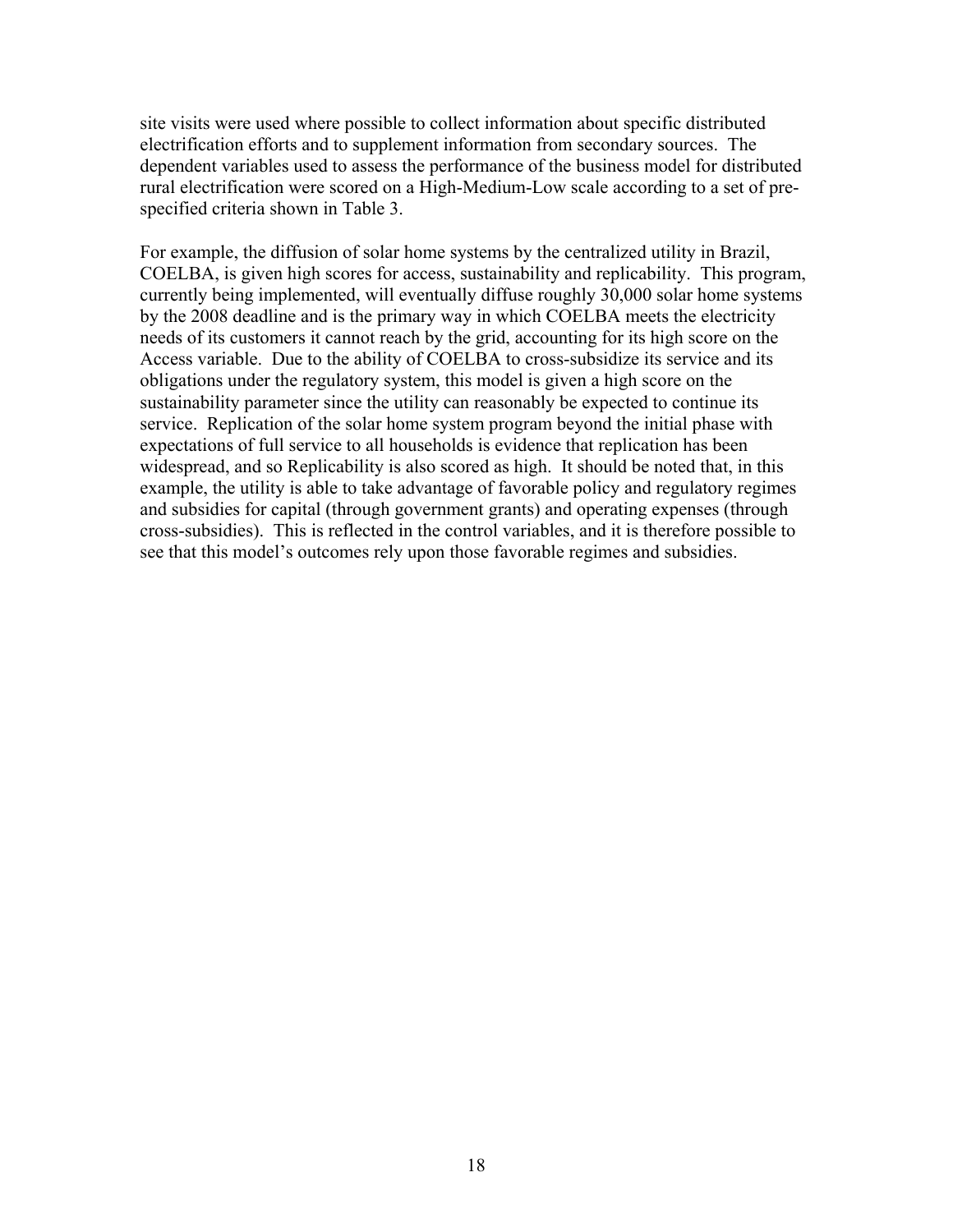site visits were used where possible to collect information about specific distributed electrification efforts and to supplement information from secondary sources. The dependent variables used to assess the performance of the business model for distributed rural electrification were scored on a High-Medium-Low scale according to a set of pre-specified criteria shown in Table 3.

For example, the diffusion of solar home systems by the centralized utility in Brazil, COELBA, is given high scores for access, sustainability and replicability. This program, currently being implemented, will eventually diffuse roughly 30,000 solar home systems by the 2008 deadline and is the primary way in which COELBA meets the electricity needs of its customers it cannot reach by the grid, accounting for its high score on the Access variable. Due to the ability of COELBA to cross-subsidize its service and its obligations under the regulatory system, this model is given a high score on the sustainability parameter since the utility can reasonably be expected to continue its service. Replication of the solar home system program beyond the initial phase with expectations of full service to all households is evidence that replication has been widespread, and so Replicability is also scored as high. It should be noted that, in this example, the utility is able to take advantage of favorable policy and regulatory regimes and subsidies for capital (through government grants) and operating expenses (through cross-subsidies). This is reflected in the control variables, and it is therefore possible to see that this model's outcomes rely upon those favorable regimes and subsidies.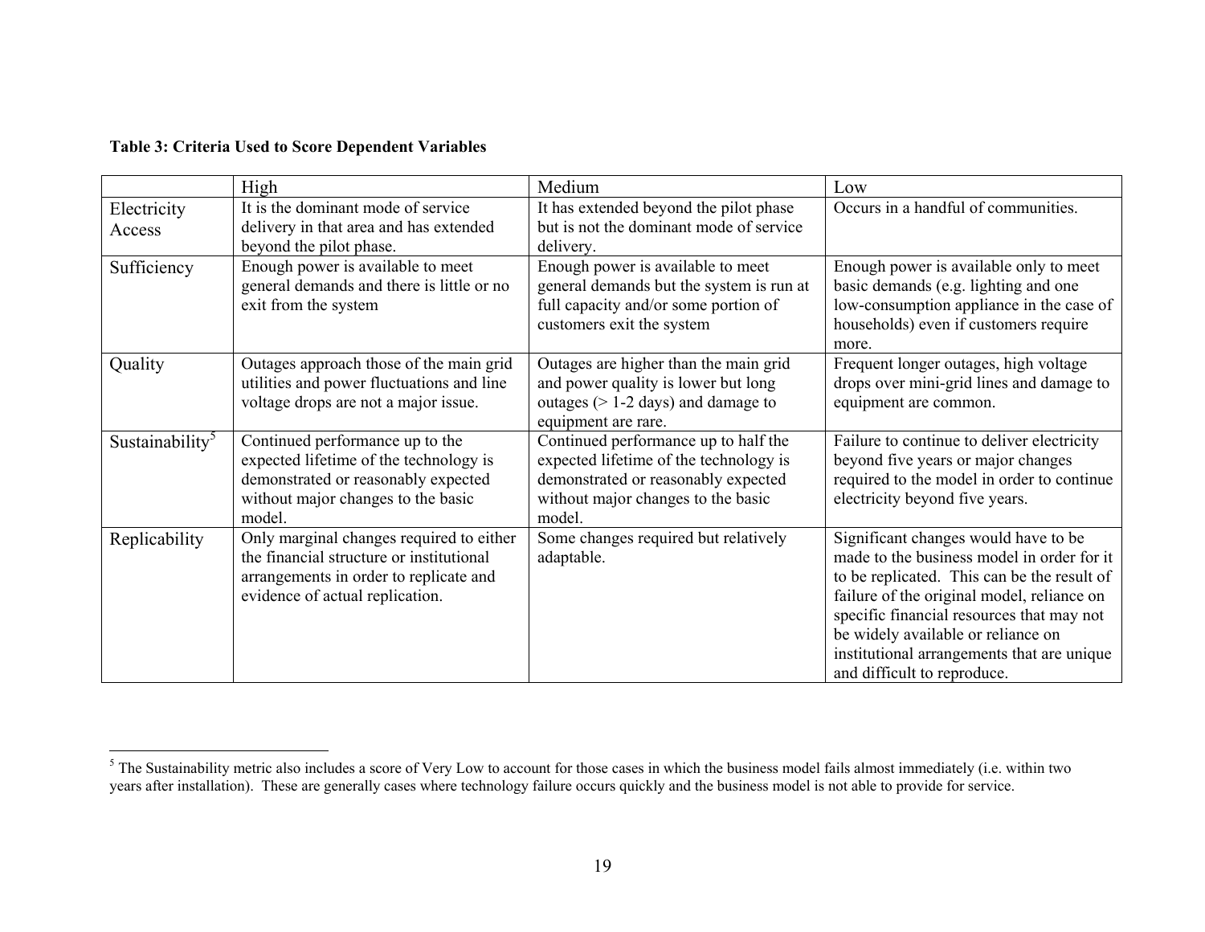**Table 3: Criteria Used to Score Dependent Variables**

| | High | Medium | Low |
|---|---|---|---|
| Electricity Access | It is the dominant mode of service delivery in that area and has extended beyond the pilot phase. | It has extended beyond the pilot phase but is not the dominant mode of service delivery. | Occurs in a handful of communities. |
| Sufficiency | Enough power is available to meet general demands and there is little or no exit from the system | Enough power is available to meet general demands but the system is run at full capacity and/or some portion of customers exit the system | Enough power is available only to meet basic demands (e.g. lighting and one low-consumption appliance in the case of households) even if customers require more. |
| Quality | Outages approach those of the main grid utilities and power fluctuations and line voltage drops are not a major issue. | Outages are higher than the main grid and power quality is lower but long outages (> 1-2 days) and damage to equipment are rare. | Frequent longer outages, high voltage drops over mini-grid lines and damage to equipment are common. |
| Sustainability[5] | Continued performance up to the expected lifetime of the technology is demonstrated or reasonably expected without major changes to the basic model. | Continued performance up to half the expected lifetime of the technology is demonstrated or reasonably expected without major changes to the basic model. | Failure to continue to deliver electricity beyond five years or major changes required to the model in order to continue electricity beyond five years. |
| Replicability | Only marginal changes required to either the financial structure or institutional arrangements in order to replicate and evidence of actual replication. | Some changes required but relatively adaptable. | Significant changes would have to be made to the business model in order for it to be replicated. This can be the result of failure of the original model, reliance on specific financial resources that may not be widely available or reliance on institutional arrangements that are unique and difficult to reproduce. |

[5] The Sustainability metric also includes a score of Very Low to account for those cases in which the business model fails almost immediately (i.e. within two years after installation). These are generally cases where technology failure occurs quickly and the business model is not able to provide for service.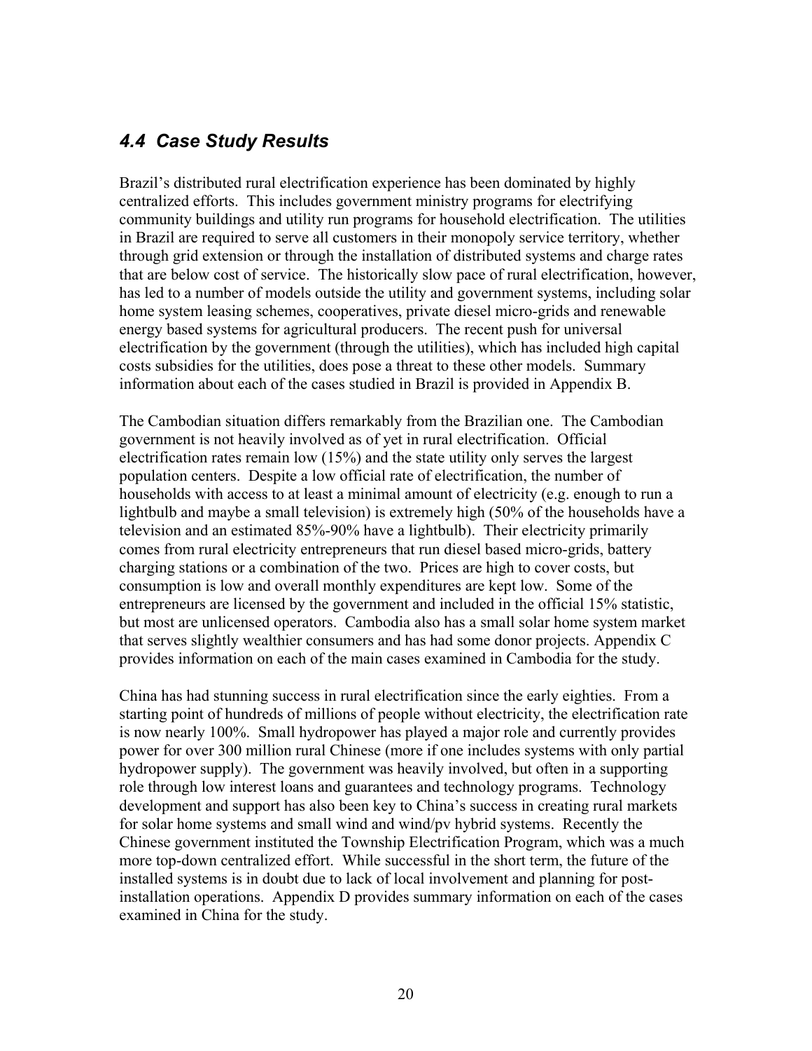## *4.4 Case Study Results*

Brazil's distributed rural electrification experience has been dominated by highly centralized efforts. This includes government ministry programs for electrifying community buildings and utility run programs for household electrification. The utilities in Brazil are required to serve all customers in their monopoly service territory, whether through grid extension or through the installation of distributed systems and charge rates that are below cost of service. The historically slow pace of rural electrification, however, has led to a number of models outside the utility and government systems, including solar home system leasing schemes, cooperatives, private diesel micro-grids and renewable energy based systems for agricultural producers. The recent push for universal electrification by the government (through the utilities), which has included high capital costs subsidies for the utilities, does pose a threat to these other models. Summary information about each of the cases studied in Brazil is provided in Appendix B.

The Cambodian situation differs remarkably from the Brazilian one. The Cambodian government is not heavily involved as of yet in rural electrification. Official electrification rates remain low (15%) and the state utility only serves the largest population centers. Despite a low official rate of electrification, the number of households with access to at least a minimal amount of electricity (e.g. enough to run a lightbulb and maybe a small television) is extremely high (50% of the households have a television and an estimated 85%-90% have a lightbulb). Their electricity primarily comes from rural electricity entrepreneurs that run diesel based micro-grids, battery charging stations or a combination of the two. Prices are high to cover costs, but consumption is low and overall monthly expenditures are kept low. Some of the entrepreneurs are licensed by the government and included in the official 15% statistic, but most are unlicensed operators. Cambodia also has a small solar home system market that serves slightly wealthier consumers and has had some donor projects. Appendix C provides information on each of the main cases examined in Cambodia for the study.

China has had stunning success in rural electrification since the early eighties. From a starting point of hundreds of millions of people without electricity, the electrification rate is now nearly 100%. Small hydropower has played a major role and currently provides power for over 300 million rural Chinese (more if one includes systems with only partial hydropower supply). The government was heavily involved, but often in a supporting role through low interest loans and guarantees and technology programs. Technology development and support has also been key to China's success in creating rural markets for solar home systems and small wind and wind/pv hybrid systems. Recently the Chinese government instituted the Township Electrification Program, which was a much more top-down centralized effort. While successful in the short term, the future of the installed systems is in doubt due to lack of local involvement and planning for post-installation operations. Appendix D provides summary information on each of the cases examined in China for the study.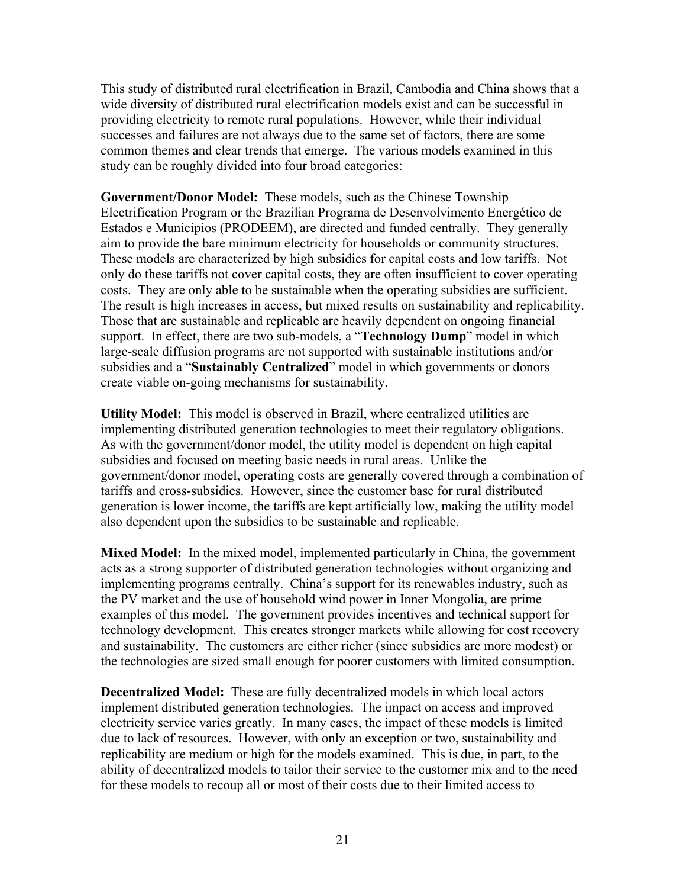This study of distributed rural electrification in Brazil, Cambodia and China shows that a wide diversity of distributed rural electrification models exist and can be successful in providing electricity to remote rural populations. However, while their individual successes and failures are not always due to the same set of factors, there are some common themes and clear trends that emerge. The various models examined in this study can be roughly divided into four broad categories:

**Government/Donor Model:** These models, such as the Chinese Township Electrification Program or the Brazilian Programa de Desenvolvimento Energético de Estados e Municipios (PRODEEM), are directed and funded centrally. They generally aim to provide the bare minimum electricity for households or community structures. These models are characterized by high subsidies for capital costs and low tariffs. Not only do these tariffs not cover capital costs, they are often insufficient to cover operating costs. They are only able to be sustainable when the operating subsidies are sufficient. The result is high increases in access, but mixed results on sustainability and replicability. Those that are sustainable and replicable are heavily dependent on ongoing financial support. In effect, there are two sub-models, a "**Technology Dump**" model in which large-scale diffusion programs are not supported with sustainable institutions and/or subsidies and a "**Sustainably Centralized**" model in which governments or donors create viable on-going mechanisms for sustainability.

**Utility Model:** This model is observed in Brazil, where centralized utilities are implementing distributed generation technologies to meet their regulatory obligations. As with the government/donor model, the utility model is dependent on high capital subsidies and focused on meeting basic needs in rural areas. Unlike the government/donor model, operating costs are generally covered through a combination of tariffs and cross-subsidies. However, since the customer base for rural distributed generation is lower income, the tariffs are kept artificially low, making the utility model also dependent upon the subsidies to be sustainable and replicable.

**Mixed Model:** In the mixed model, implemented particularly in China, the government acts as a strong supporter of distributed generation technologies without organizing and implementing programs centrally. China's support for its renewables industry, such as the PV market and the use of household wind power in Inner Mongolia, are prime examples of this model. The government provides incentives and technical support for technology development. This creates stronger markets while allowing for cost recovery and sustainability. The customers are either richer (since subsidies are more modest) or the technologies are sized small enough for poorer customers with limited consumption.

**Decentralized Model:** These are fully decentralized models in which local actors implement distributed generation technologies. The impact on access and improved electricity service varies greatly. In many cases, the impact of these models is limited due to lack of resources. However, with only an exception or two, sustainability and replicability are medium or high for the models examined. This is due, in part, to the ability of decentralized models to tailor their service to the customer mix and to the need for these models to recoup all or most of their costs due to their limited access to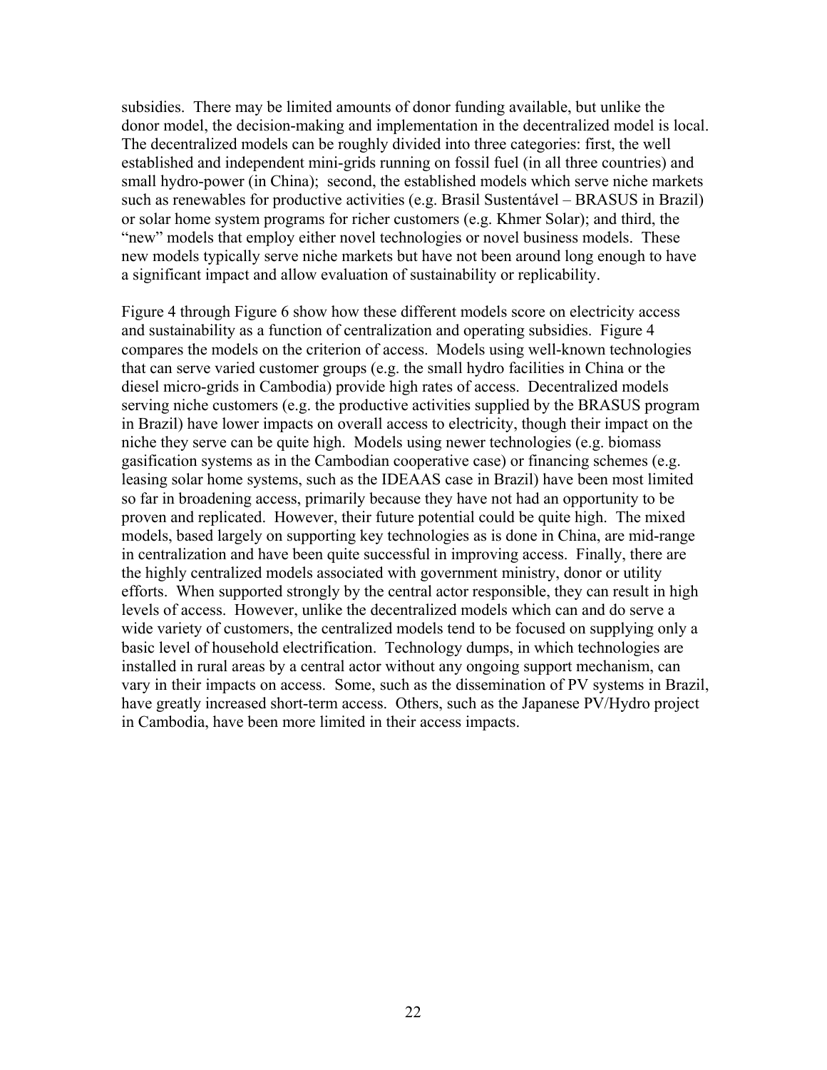subsidies. There may be limited amounts of donor funding available, but unlike the donor model, the decision-making and implementation in the decentralized model is local. The decentralized models can be roughly divided into three categories: first, the well established and independent mini-grids running on fossil fuel (in all three countries) and small hydro-power (in China); second, the established models which serve niche markets such as renewables for productive activities (e.g. Brasil Sustentável – BRASUS in Brazil) or solar home system programs for richer customers (e.g. Khmer Solar); and third, the "new" models that employ either novel technologies or novel business models. These new models typically serve niche markets but have not been around long enough to have a significant impact and allow evaluation of sustainability or replicability.

Figure 4 through Figure 6 show how these different models score on electricity access and sustainability as a function of centralization and operating subsidies. Figure 4 compares the models on the criterion of access. Models using well-known technologies that can serve varied customer groups (e.g. the small hydro facilities in China or the diesel micro-grids in Cambodia) provide high rates of access. Decentralized models serving niche customers (e.g. the productive activities supplied by the BRASUS program in Brazil) have lower impacts on overall access to electricity, though their impact on the niche they serve can be quite high. Models using newer technologies (e.g. biomass gasification systems as in the Cambodian cooperative case) or financing schemes (e.g. leasing solar home systems, such as the IDEAAS case in Brazil) have been most limited so far in broadening access, primarily because they have not had an opportunity to be proven and replicated. However, their future potential could be quite high. The mixed models, based largely on supporting key technologies as is done in China, are mid-range in centralization and have been quite successful in improving access. Finally, there are the highly centralized models associated with government ministry, donor or utility efforts. When supported strongly by the central actor responsible, they can result in high levels of access. However, unlike the decentralized models which can and do serve a wide variety of customers, the centralized models tend to be focused on supplying only a basic level of household electrification. Technology dumps, in which technologies are installed in rural areas by a central actor without any ongoing support mechanism, can vary in their impacts on access. Some, such as the dissemination of PV systems in Brazil, have greatly increased short-term access. Others, such as the Japanese PV/Hydro project in Cambodia, have been more limited in their access impacts.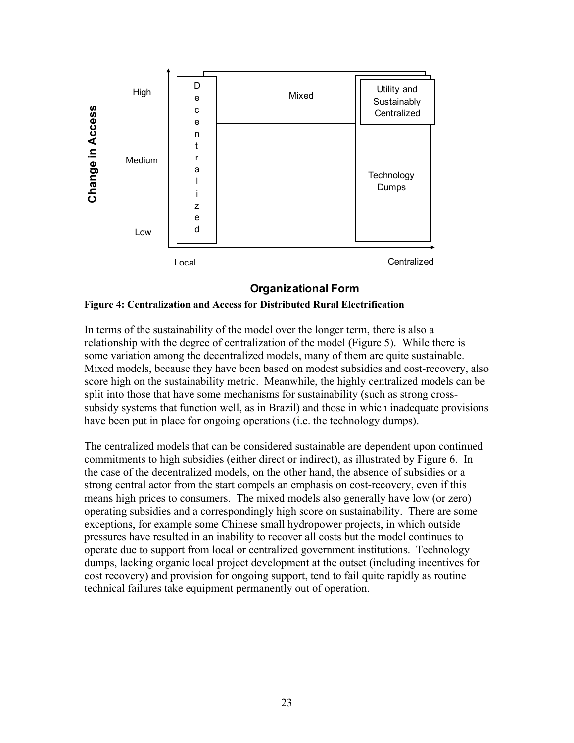**Figure 4: Centralization and Access for Distributed Rural Electrification**

In terms of the sustainability of the model over the longer term, there is also a relationship with the degree of centralization of the model (Figure 5). While there is some variation among the decentralized models, many of them are quite sustainable. Mixed models, because they have been based on modest subsidies and cost-recovery, also score high on the sustainability metric. Meanwhile, the highly centralized models can be split into those that have some mechanisms for sustainability (such as strong cross-subsidy systems that function well, as in Brazil) and those in which inadequate provisions have been put in place for ongoing operations (i.e. the technology dumps).

The centralized models that can be considered sustainable are dependent upon continued commitments to high subsidies (either direct or indirect), as illustrated by Figure 6. In the case of the decentralized models, on the other hand, the absence of subsidies or a strong central actor from the start compels an emphasis on cost-recovery, even if this means high prices to consumers. The mixed models also generally have low (or zero) operating subsidies and a correspondingly high score on sustainability. There are some exceptions, for example some Chinese small hydropower projects, in which outside pressures have resulted in an inability to recover all costs but the model continues to operate due to support from local or centralized government institutions. Technology dumps, lacking organic local project development at the outset (including incentives for cost recovery) and provision for ongoing support, tend to fail quite rapidly as routine technical failures take equipment permanently out of operation.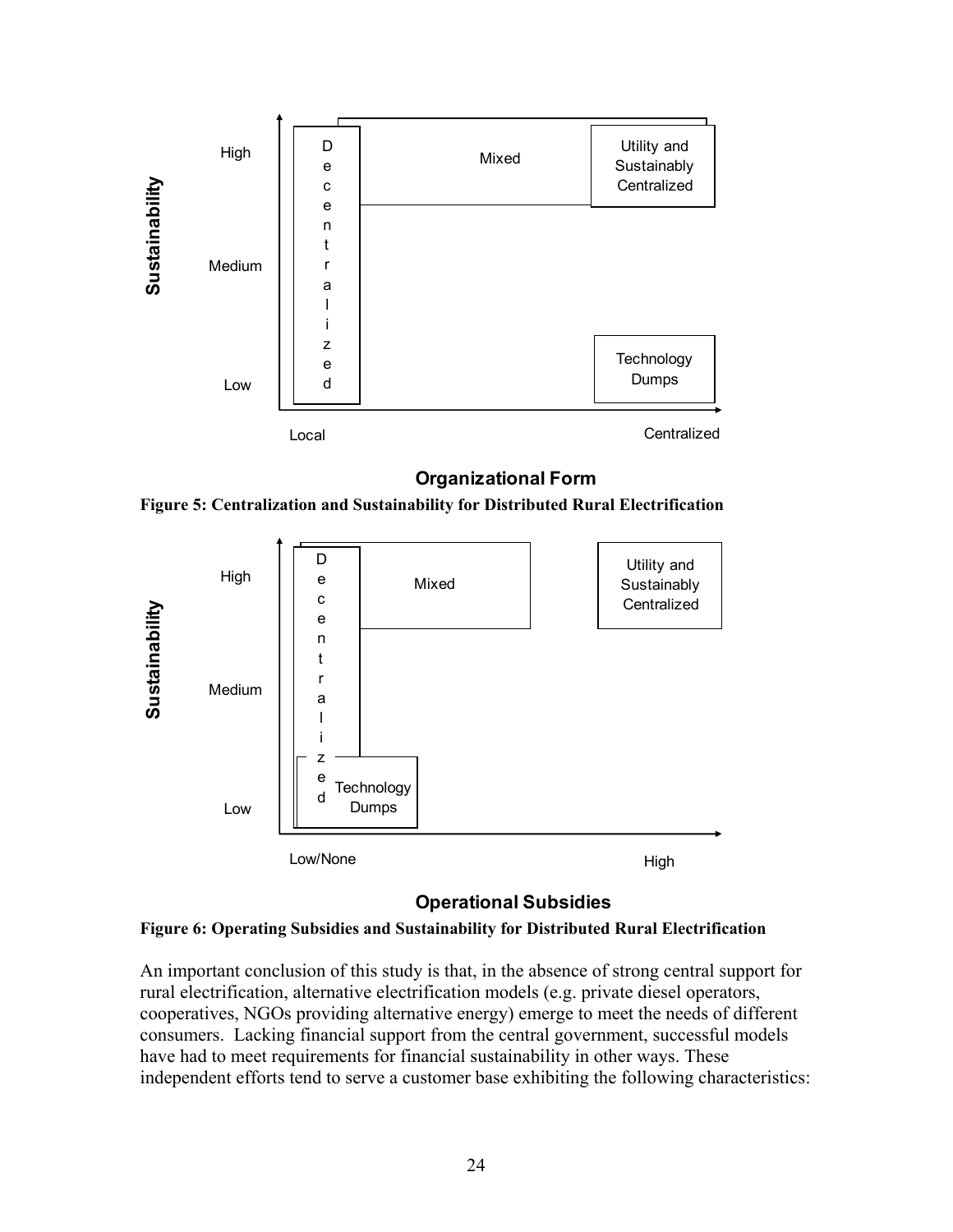Figure 5: Centralization and Sustainability for Distributed Rural Electrification

Figure 6: Operating Subsidies and Sustainability for Distributed Rural Electrification

An important conclusion of this study is that, in the absence of strong central support for rural electrification, alternative electrification models (e.g. private diesel operators, cooperatives, NGOs providing alternative energy) emerge to meet the needs of different consumers. Lacking financial support from the central government, successful models have had to meet requirements for financial sustainability in other ways. These independent efforts tend to serve a customer base exhibiting the following characteristics: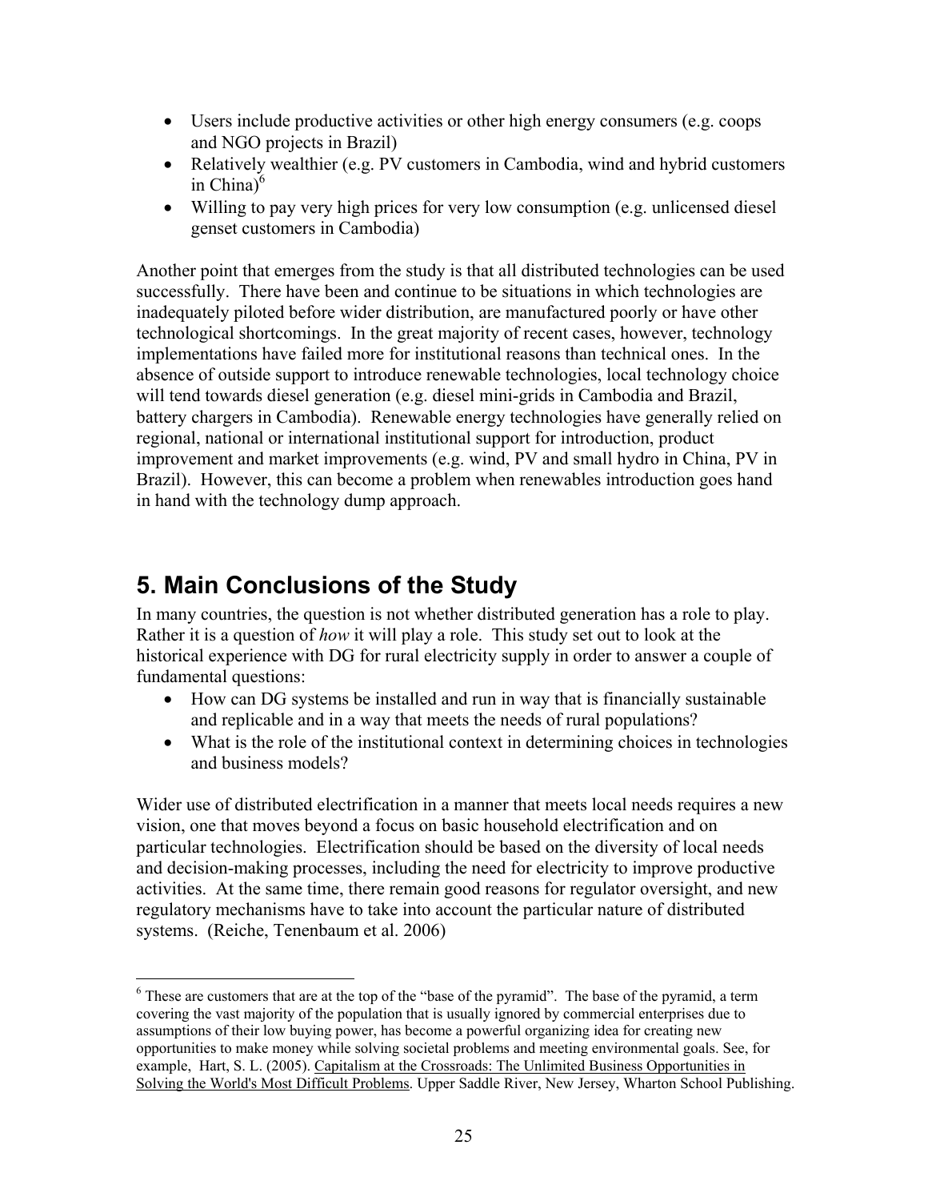- Users include productive activities or other high energy consumers (e.g. coops and NGO projects in Brazil)
- Relatively wealthier (e.g. PV customers in Cambodia, wind and hybrid customers in China)[6]
- Willing to pay very high prices for very low consumption (e.g. unlicensed diesel genset customers in Cambodia)

Another point that emerges from the study is that all distributed technologies can be used successfully. There have been and continue to be situations in which technologies are inadequately piloted before wider distribution, are manufactured poorly or have other technological shortcomings. In the great majority of recent cases, however, technology implementations have failed more for institutional reasons than technical ones. In the absence of outside support to introduce renewable technologies, local technology choice will tend towards diesel generation (e.g. diesel mini-grids in Cambodia and Brazil, battery chargers in Cambodia). Renewable energy technologies have generally relied on regional, national or international institutional support for introduction, product improvement and market improvements (e.g. wind, PV and small hydro in China, PV in Brazil). However, this can become a problem when renewables introduction goes hand in hand with the technology dump approach.

# 5. Main Conclusions of the Study

In many countries, the question is not whether distributed generation has a role to play. Rather it is a question of *how* it will play a role. This study set out to look at the historical experience with DG for rural electricity supply in order to answer a couple of fundamental questions:

- How can DG systems be installed and run in way that is financially sustainable and replicable and in a way that meets the needs of rural populations?
- What is the role of the institutional context in determining choices in technologies and business models?

Wider use of distributed electrification in a manner that meets local needs requires a new vision, one that moves beyond a focus on basic household electrification and on particular technologies. Electrification should be based on the diversity of local needs and decision-making processes, including the need for electricity to improve productive activities. At the same time, there remain good reasons for regulator oversight, and new regulatory mechanisms have to take into account the particular nature of distributed systems. (Reiche, Tenenbaum et al. 2006)

[6] These are customers that are at the top of the "base of the pyramid". The base of the pyramid, a term covering the vast majority of the population that is usually ignored by commercial enterprises due to assumptions of their low buying power, has become a powerful organizing idea for creating new opportunities to make money while solving societal problems and meeting environmental goals. See, for example, Hart, S. L. (2005). Capitalism at the Crossroads: The Unlimited Business Opportunities in Solving the World's Most Difficult Problems. Upper Saddle River, New Jersey, Wharton School Publishing.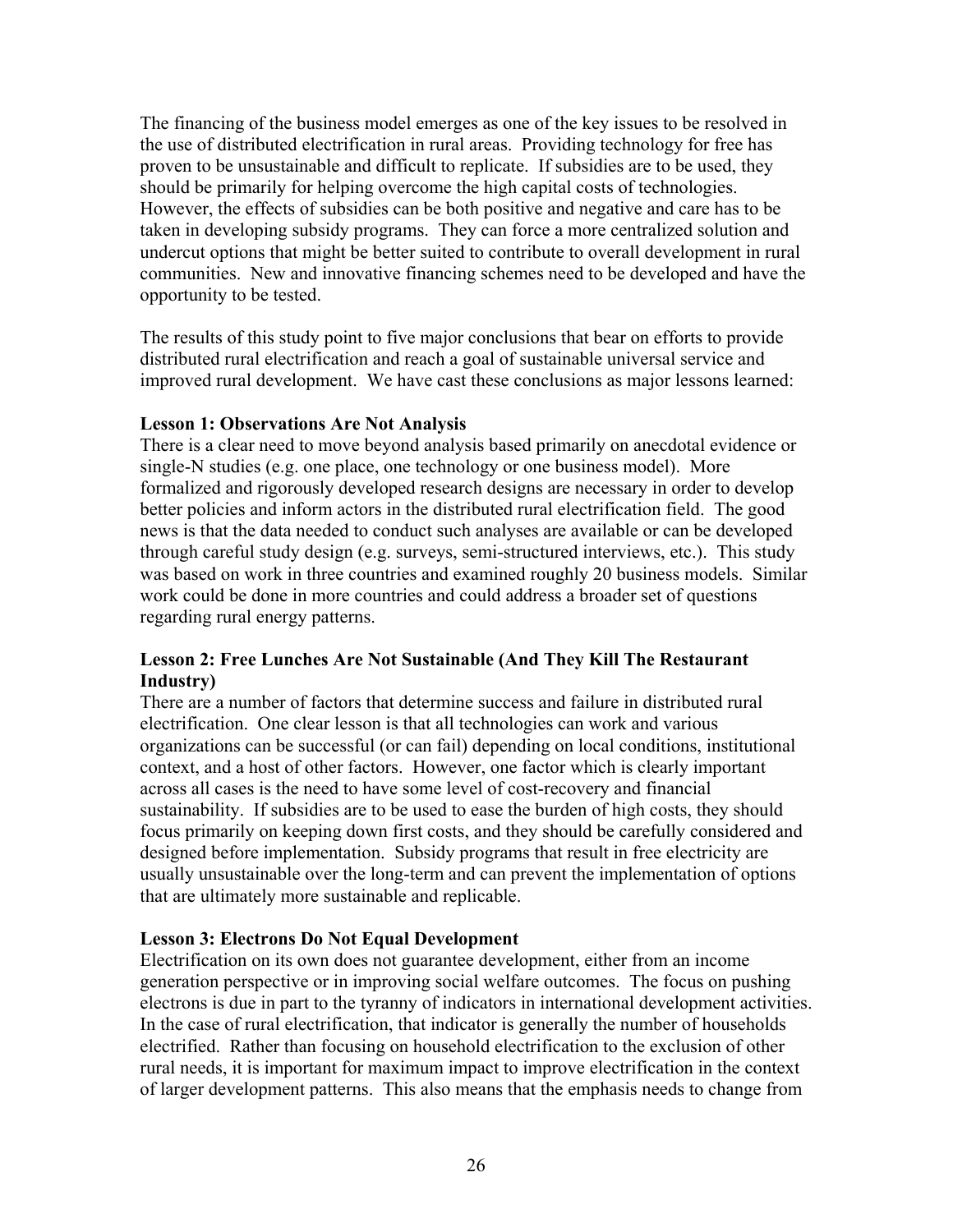The financing of the business model emerges as one of the key issues to be resolved in the use of distributed electrification in rural areas. Providing technology for free has proven to be unsustainable and difficult to replicate. If subsidies are to be used, they should be primarily for helping overcome the high capital costs of technologies. However, the effects of subsidies can be both positive and negative and care has to be taken in developing subsidy programs. They can force a more centralized solution and undercut options that might be better suited to contribute to overall development in rural communities. New and innovative financing schemes need to be developed and have the opportunity to be tested.

The results of this study point to five major conclusions that bear on efforts to provide distributed rural electrification and reach a goal of sustainable universal service and improved rural development. We have cast these conclusions as major lessons learned:

**Lesson 1: Observations Are Not Analysis**

There is a clear need to move beyond analysis based primarily on anecdotal evidence or single-N studies (e.g. one place, one technology or one business model). More formalized and rigorously developed research designs are necessary in order to develop better policies and inform actors in the distributed rural electrification field. The good news is that the data needed to conduct such analyses are available or can be developed through careful study design (e.g. surveys, semi-structured interviews, etc.). This study was based on work in three countries and examined roughly 20 business models. Similar work could be done in more countries and could address a broader set of questions regarding rural energy patterns.

**Lesson 2: Free Lunches Are Not Sustainable (And They Kill The Restaurant Industry)**

There are a number of factors that determine success and failure in distributed rural electrification. One clear lesson is that all technologies can work and various organizations can be successful (or can fail) depending on local conditions, institutional context, and a host of other factors. However, one factor which is clearly important across all cases is the need to have some level of cost-recovery and financial sustainability. If subsidies are to be used to ease the burden of high costs, they should focus primarily on keeping down first costs, and they should be carefully considered and designed before implementation. Subsidy programs that result in free electricity are usually unsustainable over the long-term and can prevent the implementation of options that are ultimately more sustainable and replicable.

**Lesson 3: Electrons Do Not Equal Development**

Electrification on its own does not guarantee development, either from an income generation perspective or in improving social welfare outcomes. The focus on pushing electrons is due in part to the tyranny of indicators in international development activities. In the case of rural electrification, that indicator is generally the number of households electrified. Rather than focusing on household electrification to the exclusion of other rural needs, it is important for maximum impact to improve electrification in the context of larger development patterns. This also means that the emphasis needs to change from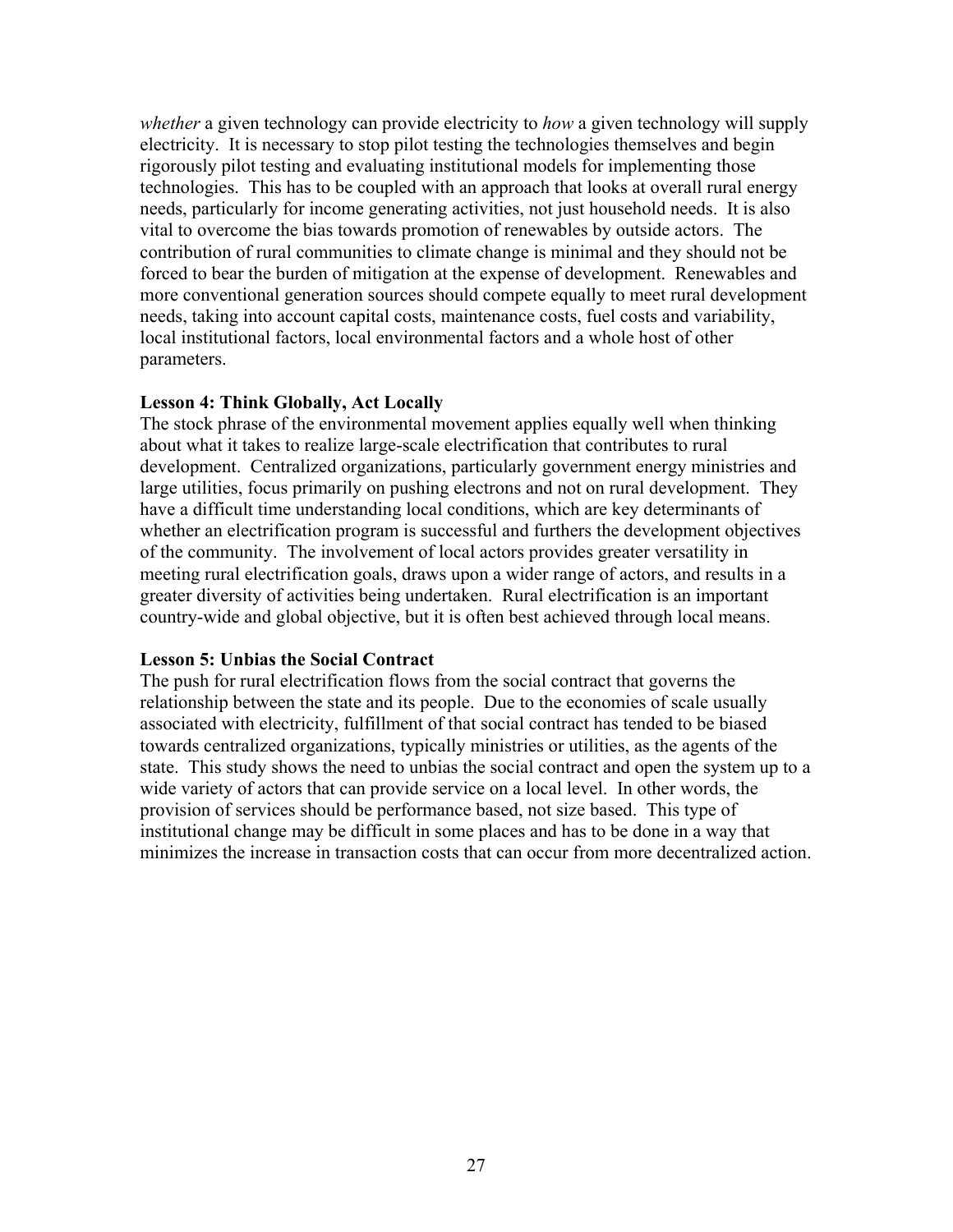*whether* a given technology can provide electricity to *how* a given technology will supply electricity. It is necessary to stop pilot testing the technologies themselves and begin rigorously pilot testing and evaluating institutional models for implementing those technologies. This has to be coupled with an approach that looks at overall rural energy needs, particularly for income generating activities, not just household needs. It is also vital to overcome the bias towards promotion of renewables by outside actors. The contribution of rural communities to climate change is minimal and they should not be forced to bear the burden of mitigation at the expense of development. Renewables and more conventional generation sources should compete equally to meet rural development needs, taking into account capital costs, maintenance costs, fuel costs and variability, local institutional factors, local environmental factors and a whole host of other parameters.

**Lesson 4: Think Globally, Act Locally**

The stock phrase of the environmental movement applies equally well when thinking about what it takes to realize large-scale electrification that contributes to rural development. Centralized organizations, particularly government energy ministries and large utilities, focus primarily on pushing electrons and not on rural development. They have a difficult time understanding local conditions, which are key determinants of whether an electrification program is successful and furthers the development objectives of the community. The involvement of local actors provides greater versatility in meeting rural electrification goals, draws upon a wider range of actors, and results in a greater diversity of activities being undertaken. Rural electrification is an important country-wide and global objective, but it is often best achieved through local means.

**Lesson 5: Unbias the Social Contract**

The push for rural electrification flows from the social contract that governs the relationship between the state and its people. Due to the economies of scale usually associated with electricity, fulfillment of that social contract has tended to be biased towards centralized organizations, typically ministries or utilities, as the agents of the state. This study shows the need to unbias the social contract and open the system up to a wide variety of actors that can provide service on a local level. In other words, the provision of services should be performance based, not size based. This type of institutional change may be difficult in some places and has to be done in a way that minimizes the increase in transaction costs that can occur from more decentralized action.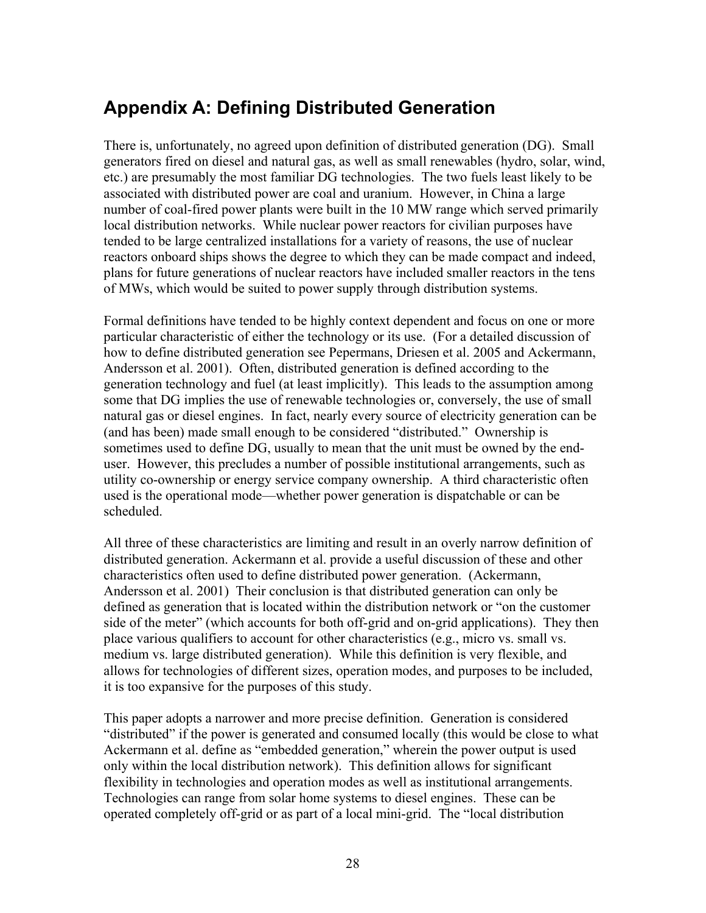## Appendix A: Defining Distributed Generation

There is, unfortunately, no agreed upon definition of distributed generation (DG). Small generators fired on diesel and natural gas, as well as small renewables (hydro, solar, wind, etc.) are presumably the most familiar DG technologies. The two fuels least likely to be associated with distributed power are coal and uranium. However, in China a large number of coal-fired power plants were built in the 10 MW range which served primarily local distribution networks. While nuclear power reactors for civilian purposes have tended to be large centralized installations for a variety of reasons, the use of nuclear reactors onboard ships shows the degree to which they can be made compact and indeed, plans for future generations of nuclear reactors have included smaller reactors in the tens of MWs, which would be suited to power supply through distribution systems.

Formal definitions have tended to be highly context dependent and focus on one or more particular characteristic of either the technology or its use. (For a detailed discussion of how to define distributed generation see Pepermans, Driesen et al. 2005 and Ackermann, Andersson et al. 2001). Often, distributed generation is defined according to the generation technology and fuel (at least implicitly). This leads to the assumption among some that DG implies the use of renewable technologies or, conversely, the use of small natural gas or diesel engines. In fact, nearly every source of electricity generation can be (and has been) made small enough to be considered "distributed." Ownership is sometimes used to define DG, usually to mean that the unit must be owned by the end-user. However, this precludes a number of possible institutional arrangements, such as utility co-ownership or energy service company ownership. A third characteristic often used is the operational mode—whether power generation is dispatchable or can be scheduled.

All three of these characteristics are limiting and result in an overly narrow definition of distributed generation. Ackermann et al. provide a useful discussion of these and other characteristics often used to define distributed power generation. (Ackermann, Andersson et al. 2001) Their conclusion is that distributed generation can only be defined as generation that is located within the distribution network or "on the customer side of the meter" (which accounts for both off-grid and on-grid applications). They then place various qualifiers to account for other characteristics (e.g., micro vs. small vs. medium vs. large distributed generation). While this definition is very flexible, and allows for technologies of different sizes, operation modes, and purposes to be included, it is too expansive for the purposes of this study.

This paper adopts a narrower and more precise definition. Generation is considered "distributed" if the power is generated and consumed locally (this would be close to what Ackermann et al. define as "embedded generation," wherein the power output is used only within the local distribution network). This definition allows for significant flexibility in technologies and operation modes as well as institutional arrangements. Technologies can range from solar home systems to diesel engines. These can be operated completely off-grid or as part of a local mini-grid. The "local distribution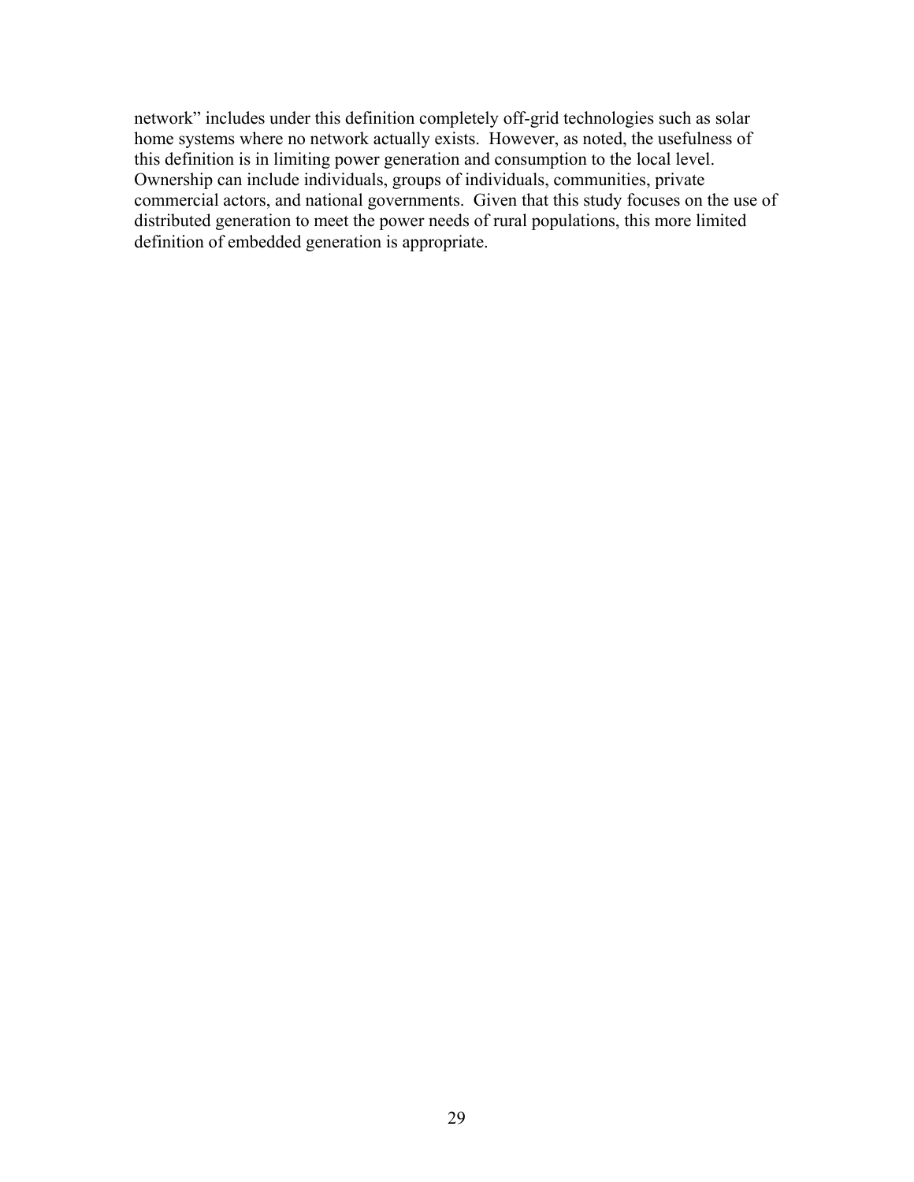network" includes under this definition completely off-grid technologies such as solar home systems where no network actually exists. However, as noted, the usefulness of this definition is in limiting power generation and consumption to the local level. Ownership can include individuals, groups of individuals, communities, private commercial actors, and national governments. Given that this study focuses on the use of distributed generation to meet the power needs of rural populations, this more limited definition of embedded generation is appropriate.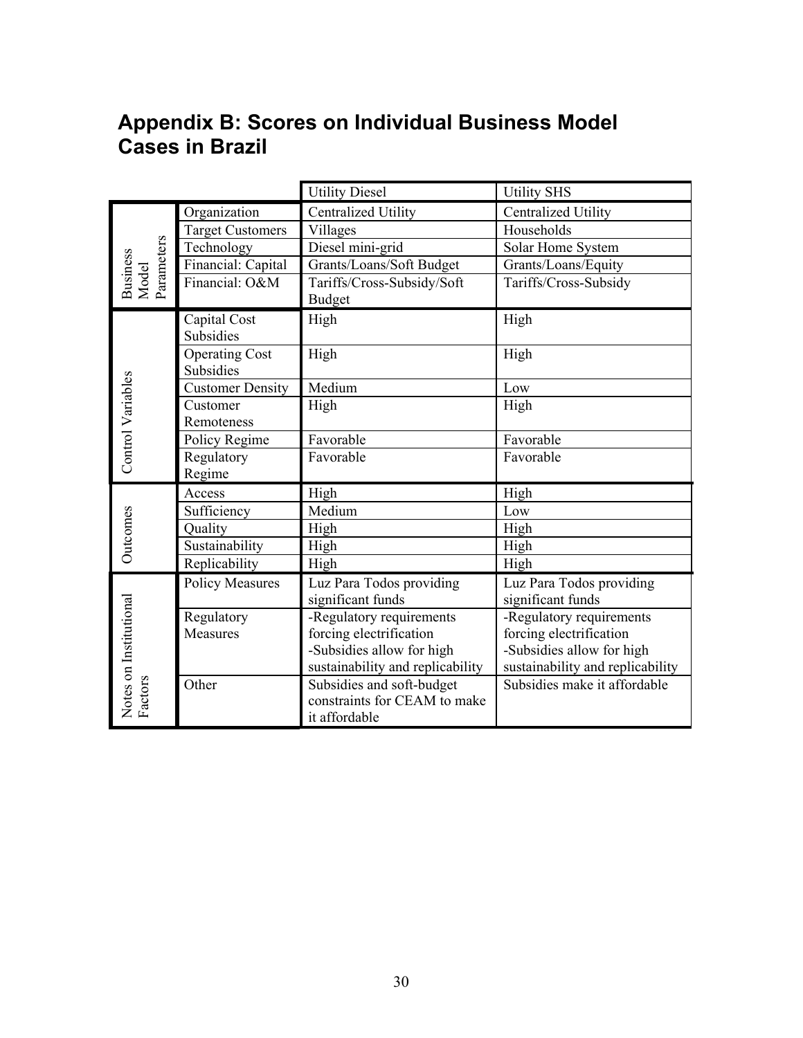## Appendix B: Scores on Individual Business Model Cases in Brazil

| | | Utility Diesel | Utility SHS |
|---|---|---|---|
| Business Model Parameters | Organization | Centralized Utility | Centralized Utility |
| | Target Customers | Villages | Households |
| | Technology | Diesel mini-grid | Solar Home System |
| | Financial: Capital | Grants/Loans/Soft Budget | Grants/Loans/Equity |
| | Financial: O&M | Tariffs/Cross-Subsidy/Soft Budget | Tariffs/Cross-Subsidy |
| Control Variables | Capital Cost Subsidies | High | High |
| | Operating Cost Subsidies | High | High |
| | Customer Density | Medium | Low |
| | Customer Remoteness | High | High |
| | Policy Regime | Favorable | Favorable |
| | Regulatory Regime | Favorable | Favorable |
| Outcomes | Access | High | High |
| | Sufficiency | Medium | Low |
| | Quality | High | High |
| | Sustainability | High | High |
| | Replicability | High | High |
| Notes on Institutional Factors | Policy Measures | Luz Para Todos providing significant funds | Luz Para Todos providing significant funds |
| | Regulatory Measures | -Regulatory requirements forcing electrification<br>-Subsidies allow for high sustainability and replicability | -Regulatory requirements forcing electrification<br>-Subsidies allow for high sustainability and replicability |
| | Other | Subsidies and soft-budget constraints for CEAM to make it affordable | Subsidies make it affordable |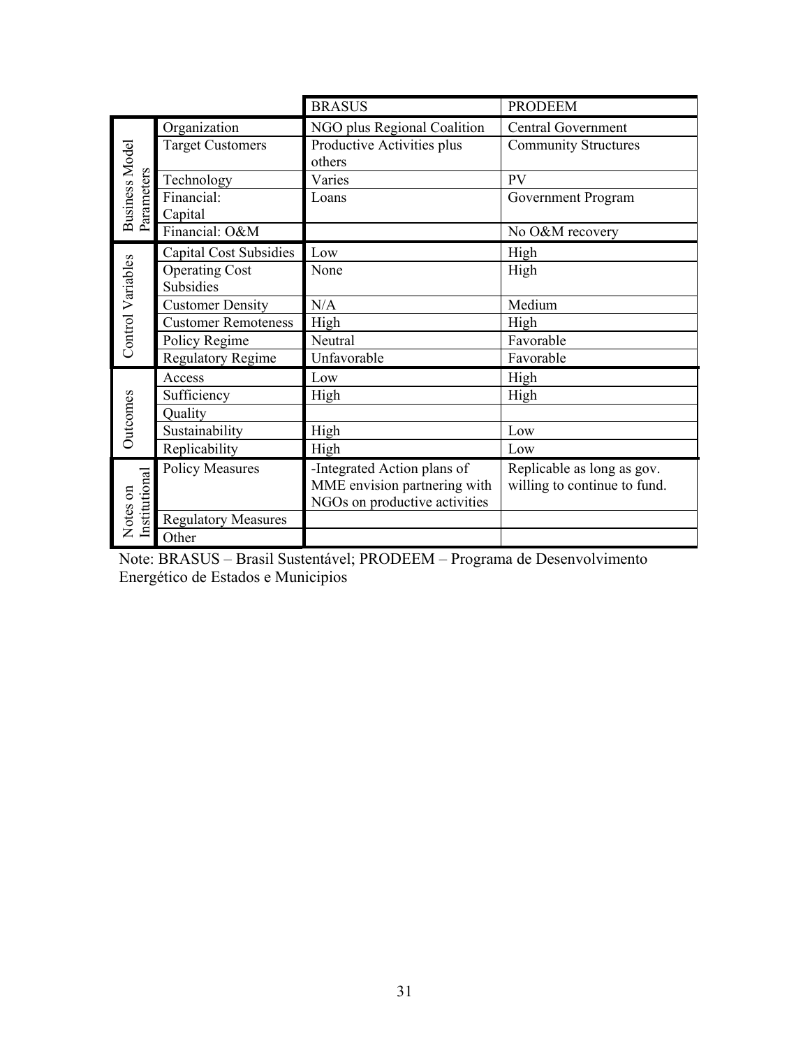| | | BRASUS | PRODEEM |
|---|---|---|---|
| Business Model Parameters | Organization | NGO plus Regional Coalition | Central Government |
| | Target Customers | Productive Activities plus others | Community Structures |
| | Technology | Varies | PV |
| | Financial: Capital | Loans | Government Program |
| | Financial: O&M | | No O&M recovery |
| Control Variables | Capital Cost Subsidies | Low | High |
| | Operating Cost Subsidies | None | High |
| | Customer Density | N/A | Medium |
| | Customer Remoteness | High | High |
| | Policy Regime | Neutral | Favorable |
| | Regulatory Regime | Unfavorable | Favorable |
| Outcomes | Access | Low | High |
| | Sufficiency | High | High |
| | Quality | | |
| | Sustainability | High | Low |
| | Replicability | High | Low |
| Notes on Institutional | Policy Measures | -Integrated Action plans of MME envision partnering with NGOs on productive activities | Replicable as long as gov. willing to continue to fund. |
| | Regulatory Measures | | |
| | Other | | |

Note: BRASUS – Brasil Sustentável; PRODEEM – Programa de Desenvolvimento Energético de Estados e Municipios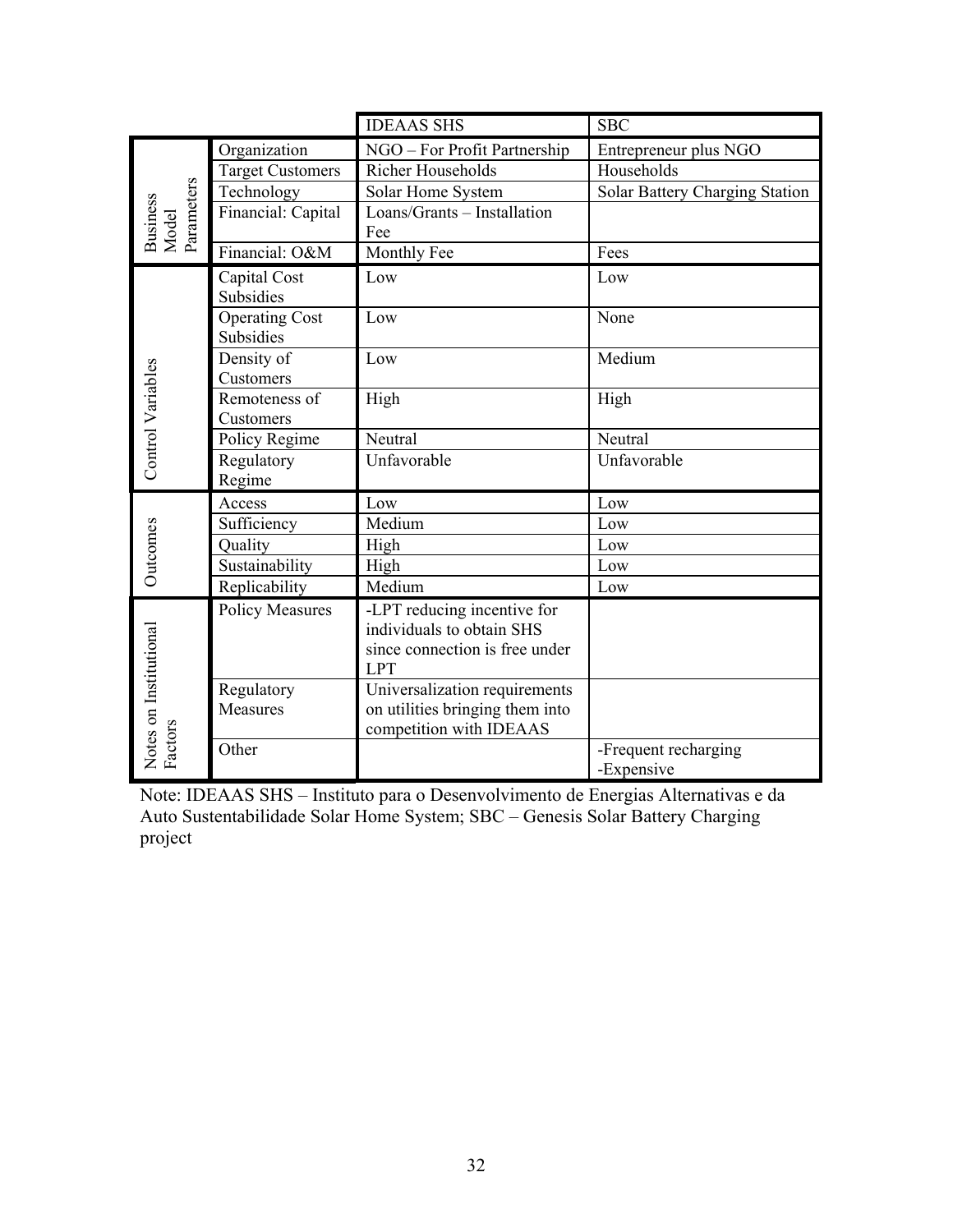| | | IDEAAS SHS | SBC |
|---|---|---|---|
| Business Model Parameters | Organization | NGO – For Profit Partnership | Entrepreneur plus NGO |
| | Target Customers | Richer Households | Households |
| | Technology | Solar Home System | Solar Battery Charging Station |
| | Financial: Capital | Loans/Grants – Installation Fee | |
| | Financial: O&M | Monthly Fee | Fees |
| Control Variables | Capital Cost Subsidies | Low | Low |
| | Operating Cost Subsidies | Low | None |
| | Density of Customers | Low | Medium |
| | Remoteness of Customers | High | High |
| | Policy Regime | Neutral | Neutral |
| | Regulatory Regime | Unfavorable | Unfavorable |
| Outcomes | Access | Low | Low |
| | Sufficiency | Medium | Low |
| | Quality | High | Low |
| | Sustainability | High | Low |
| | Replicability | Medium | Low |
| Notes on Institutional Factors | Policy Measures | -LPT reducing incentive for individuals to obtain SHS since connection is free under LPT | |
| | Regulatory Measures | Universalization requirements on utilities bringing them into competition with IDEAAS | |
| | Other | | -Frequent recharging<br>-Expensive |

Note: IDEAAS SHS – Instituto para o Desenvolvimento de Energias Alternativas e da Auto Sustentabilidade Solar Home System; SBC – Genesis Solar Battery Charging project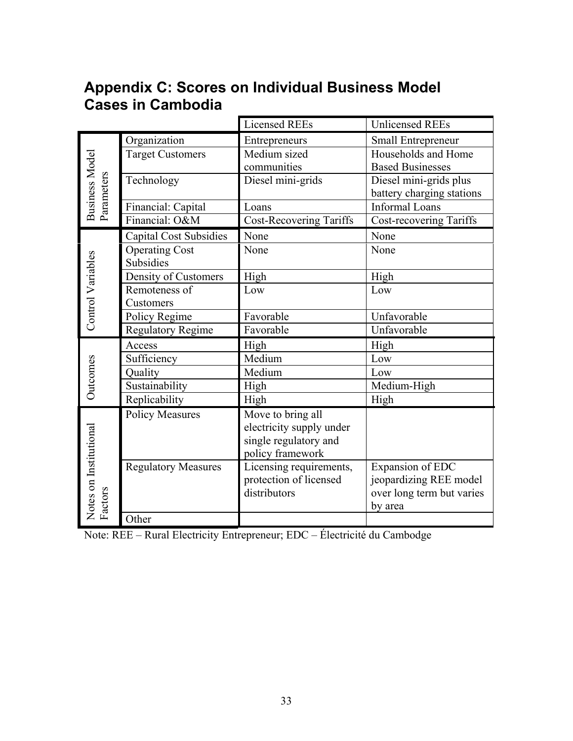## Appendix C: Scores on Individual Business Model Cases in Cambodia

| | | Licensed REEs | Unlicensed REEs |
|---|---|---|---|
| Business Model Parameters | Organization | Entrepreneurs | Small Entrepreneur |
| | Target Customers | Medium sized communities | Households and Home Based Businesses |
| | Technology | Diesel mini-grids | Diesel mini-grids plus battery charging stations |
| | Financial: Capital | Loans | Informal Loans |
| | Financial: O&M | Cost-Recovering Tariffs | Cost-recovering Tariffs |
| Control Variables | Capital Cost Subsidies | None | None |
| | Operating Cost Subsidies | None | None |
| | Density of Customers | High | High |
| | Remoteness of Customers | Low | Low |
| | Policy Regime | Favorable | Unfavorable |
| | Regulatory Regime | Favorable | Unfavorable |
| Outcomes | Access | High | High |
| | Sufficiency | Medium | Low |
| | Quality | Medium | Low |
| | Sustainability | High | Medium-High |
| | Replicability | High | High |
| Notes on Institutional Factors | Policy Measures | Move to bring all electricity supply under single regulatory and policy framework | |
| | Regulatory Measures | Licensing requirements, protection of licensed distributors | Expansion of EDC jeopardizing REE model over long term but varies by area |
| | Other | | |

Note: REE – Rural Electricity Entrepreneur; EDC – Électricité du Cambodge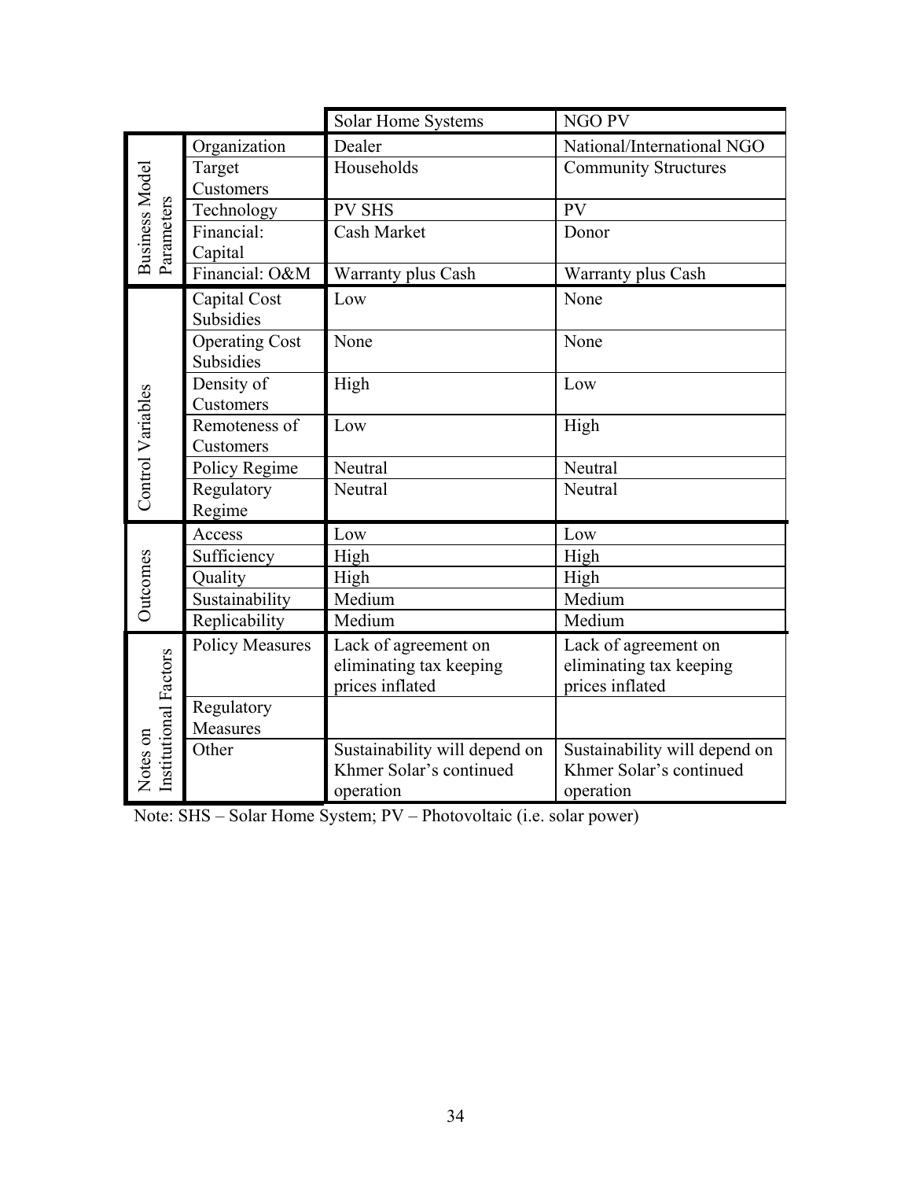| | | Solar Home Systems | NGO PV |
|---|---|---|---|
| Business Model Parameters | Organization | Dealer | National/International NGO |
| | Target Customers | Households | Community Structures |
| | Technology | PV SHS | PV |
| | Financial: Capital | Cash Market | Donor |
| | Financial: O&M | Warranty plus Cash | Warranty plus Cash |
| Control Variables | Capital Cost Subsidies | Low | None |
| | Operating Cost Subsidies | None | None |
| | Density of Customers | High | Low |
| | Remoteness of Customers | Low | High |
| | Policy Regime | Neutral | Neutral |
| | Regulatory Regime | Neutral | Neutral |
| Outcomes | Access | Low | Low |
| | Sufficiency | High | High |
| | Quality | High | High |
| | Sustainability | Medium | Medium |
| | Replicability | Medium | Medium |
| Notes on Institutional Factors | Policy Measures | Lack of agreement on eliminating tax keeping prices inflated | Lack of agreement on eliminating tax keeping prices inflated |
| | Regulatory Measures | | |
| | Other | Sustainability will depend on Khmer Solar's continued operation | Sustainability will depend on Khmer Solar's continued operation |

Note: SHS – Solar Home System; PV – Photovoltaic (i.e. solar power)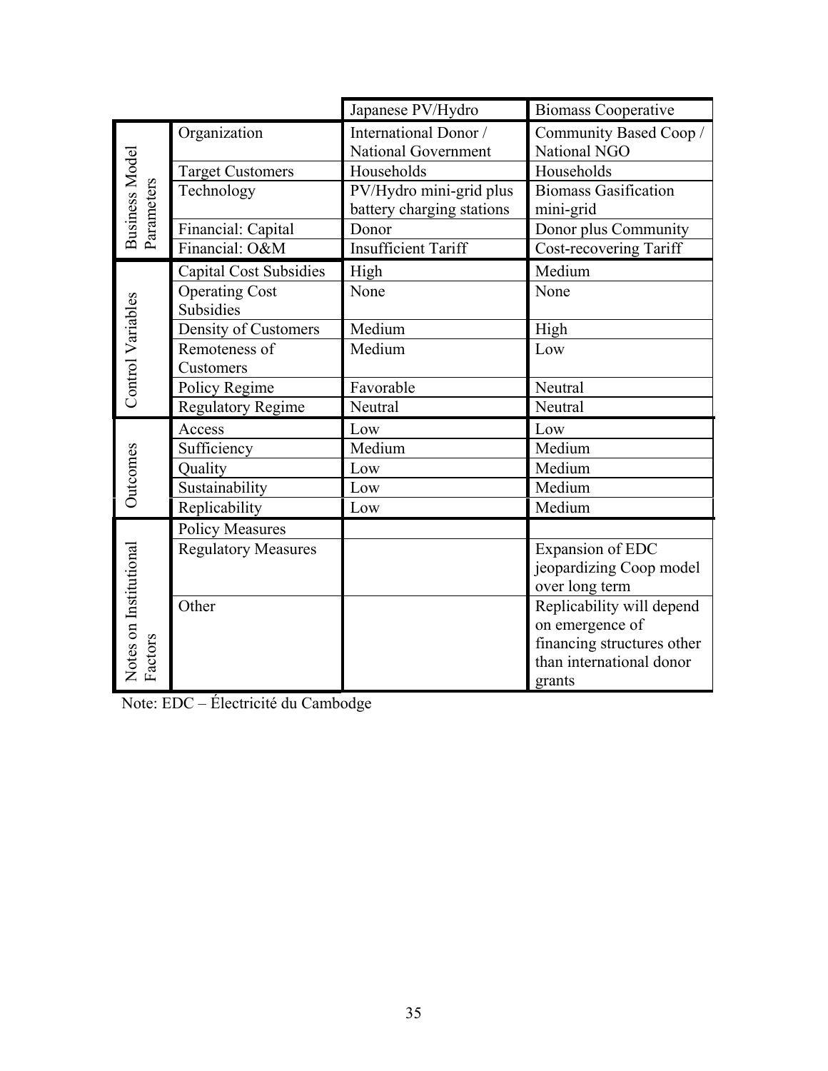| | | Japanese PV/Hydro | Biomass Cooperative |
|---|---|---|---|
| Business Model Parameters | Organization | International Donor / National Government | Community Based Coop / National NGO |
| | Target Customers | Households | Households |
| | Technology | PV/Hydro mini-grid plus battery charging stations | Biomass Gasification mini-grid |
| | Financial: Capital | Donor | Donor plus Community |
| | Financial: O&M | Insufficient Tariff | Cost-recovering Tariff |
| Control Variables | Capital Cost Subsidies | High | Medium |
| | Operating Cost Subsidies | None | None |
| | Density of Customers | Medium | High |
| | Remoteness of Customers | Medium | Low |
| | Policy Regime | Favorable | Neutral |
| | Regulatory Regime | Neutral | Neutral |
| Outcomes | Access | Low | Low |
| | Sufficiency | Medium | Medium |
| | Quality | Low | Medium |
| | Sustainability | Low | Medium |
| | Replicability | Low | Medium |
| Notes on Institutional Factors | Policy Measures | | |
| | Regulatory Measures | | Expansion of EDC jeopardizing Coop model over long term |
| | Other | | Replicability will depend on emergence of financing structures other than international donor grants |

Note: EDC – Électricité du Cambodge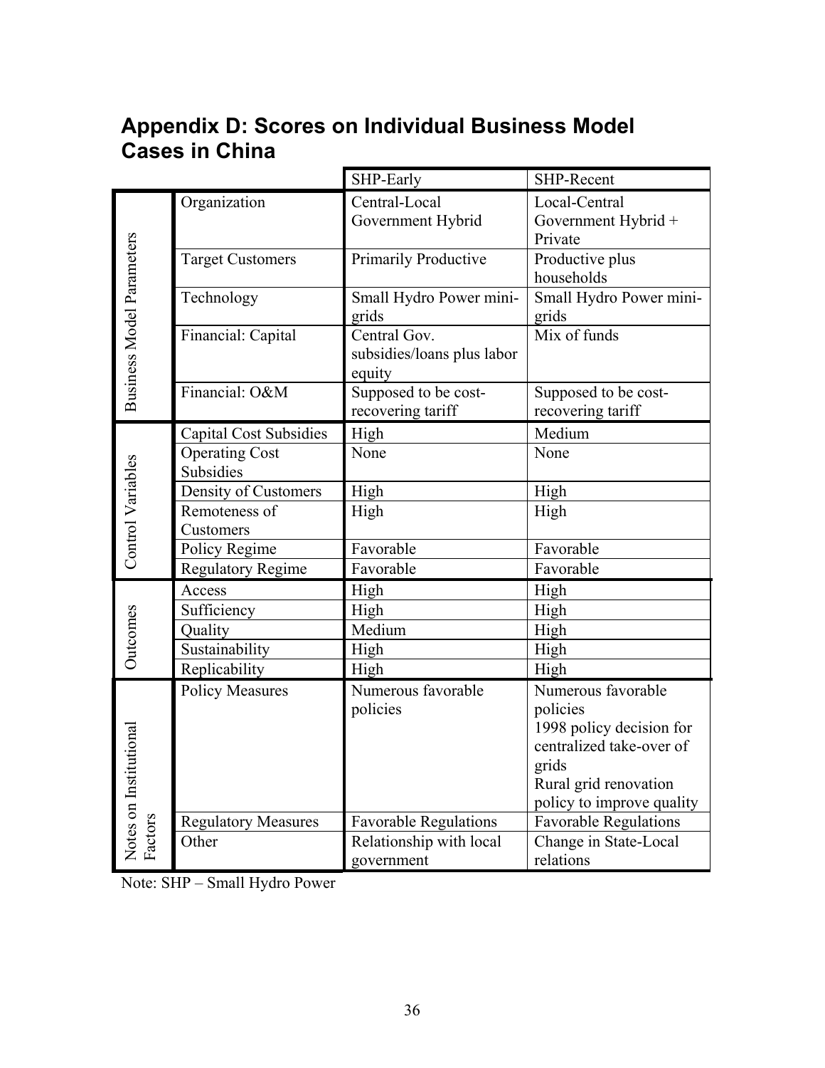## Appendix D: Scores on Individual Business Model Cases in China

| | | SHP-Early | SHP-Recent |
|---|---|---|---|
| Business Model Parameters | Organization | Central-Local Government Hybrid | Local-Central Government Hybrid + Private |
| | Target Customers | Primarily Productive | Productive plus households |
| | Technology | Small Hydro Power mini-grids | Small Hydro Power mini-grids |
| | Financial: Capital | Central Gov. subsidies/loans plus labor equity | Mix of funds |
| | Financial: O&M | Supposed to be cost-recovering tariff | Supposed to be cost-recovering tariff |
| Control Variables | Capital Cost Subsidies | High | Medium |
| | Operating Cost Subsidies | None | None |
| | Density of Customers | High | High |
| | Remoteness of Customers | High | High |
| | Policy Regime | Favorable | Favorable |
| | Regulatory Regime | Favorable | Favorable |
| Outcomes | Access | High | High |
| | Sufficiency | High | High |
| | Quality | Medium | High |
| | Sustainability | High | High |
| | Replicability | High | High |
| Notes on Institutional Factors | Policy Measures | Numerous favorable policies | Numerous favorable policies<br>1998 policy decision for centralized take-over of grids<br>Rural grid renovation policy to improve quality |
| | Regulatory Measures | Favorable Regulations | Favorable Regulations |
| | Other | Relationship with local government | Change in State-Local relations |

Note: SHP – Small Hydro Power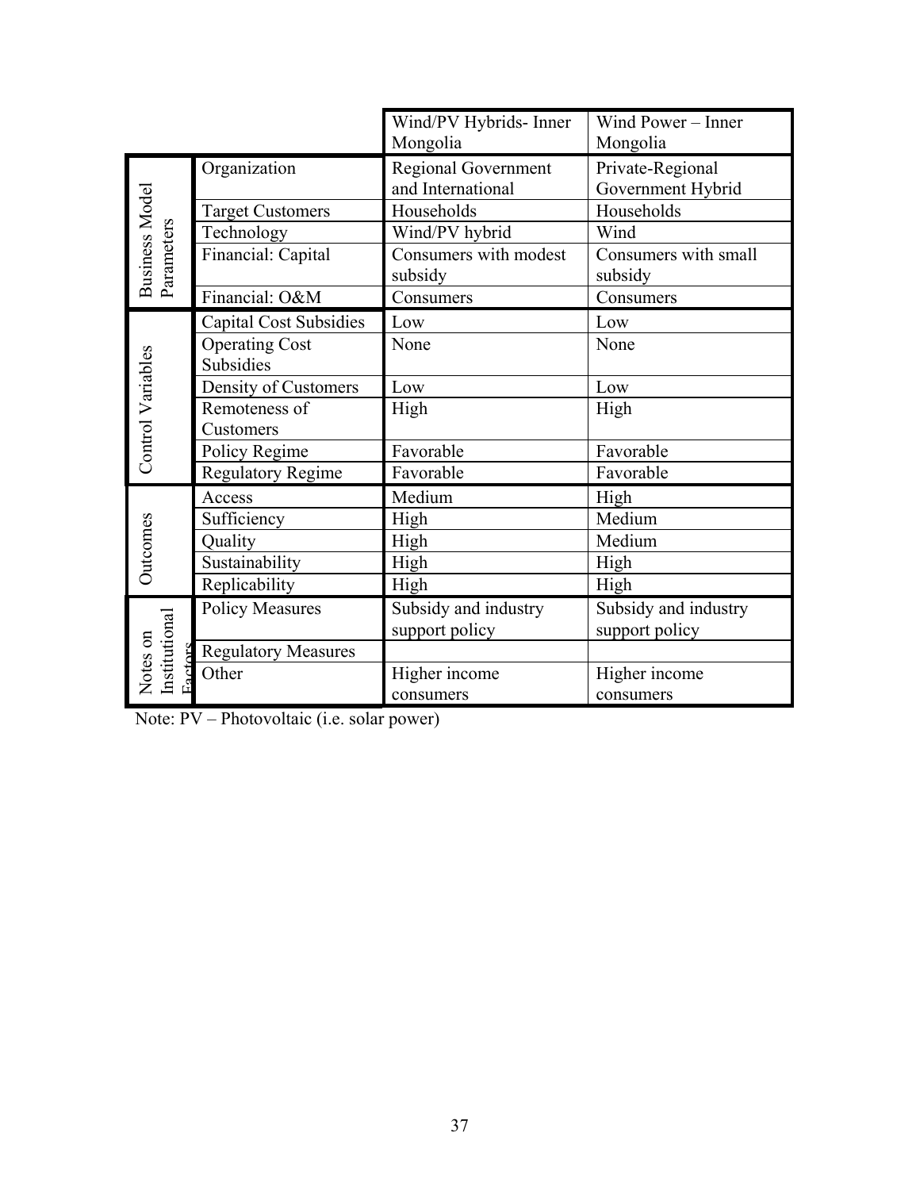| | | Wind/PV Hybrids- Inner Mongolia | Wind Power – Inner Mongolia |
|---|---|---|---|
| Business Model Parameters | Organization | Regional Government and International | Private-Regional Government Hybrid |
| | Target Customers | Households | Households |
| | Technology | Wind/PV hybrid | Wind |
| | Financial: Capital | Consumers with modest subsidy | Consumers with small subsidy |
| | Financial: O&M | Consumers | Consumers |
| Control Variables | Capital Cost Subsidies | Low | Low |
| | Operating Cost Subsidies | None | None |
| | Density of Customers | Low | Low |
| | Remoteness of Customers | High | High |
| | Policy Regime | Favorable | Favorable |
| | Regulatory Regime | Favorable | Favorable |
| Outcomes | Access | Medium | High |
| | Sufficiency | High | Medium |
| | Quality | High | Medium |
| | Sustainability | High | High |
| | Replicability | High | High |
| Notes on Institutional Factors | Policy Measures | Subsidy and industry support policy | Subsidy and industry support policy |
| | Regulatory Measures | | |
| | Other | Higher income consumers | Higher income consumers |

Note: PV – Photovoltaic (i.e. solar power)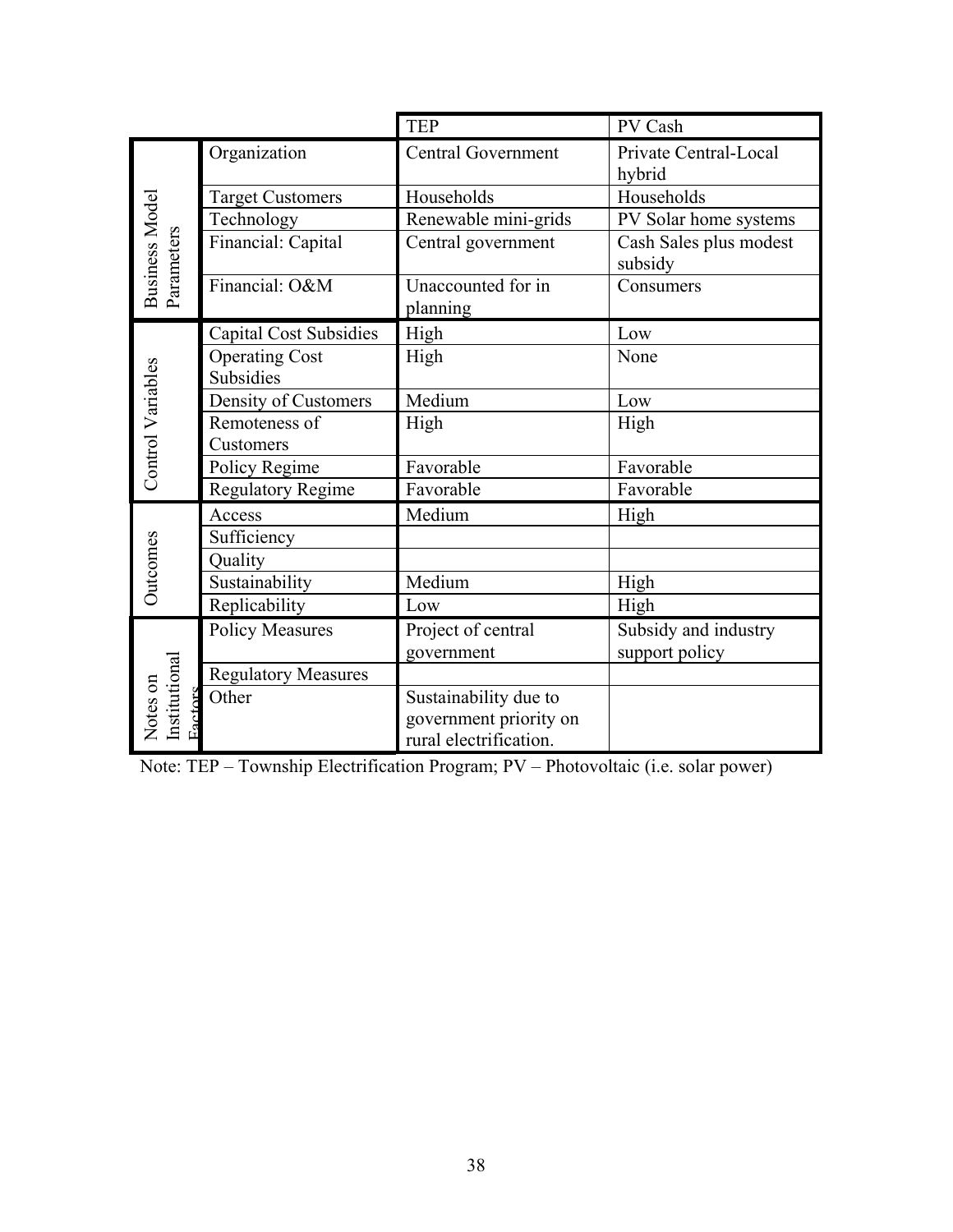| | | TEP | PV Cash |
|---|---|---|---|
| Business Model Parameters | Organization | Central Government | Private Central-Local hybrid |
| | Target Customers | Households | Households |
| | Technology | Renewable mini-grids | PV Solar home systems |
| | Financial: Capital | Central government | Cash Sales plus modest subsidy |
| | Financial: O&M | Unaccounted for in planning | Consumers |
| Control Variables | Capital Cost Subsidies | High | Low |
| | Operating Cost Subsidies | High | None |
| | Density of Customers | Medium | Low |
| | Remoteness of Customers | High | High |
| | Policy Regime | Favorable | Favorable |
| | Regulatory Regime | Favorable | Favorable |
| Outcomes | Access | Medium | High |
| | Sufficiency | | |
| | Quality | | |
| | Sustainability | Medium | High |
| | Replicability | Low | High |
| Notes on Institutional Factors | Policy Measures | Project of central government | Subsidy and industry support policy |
| | Regulatory Measures | | |
| | Other | Sustainability due to government priority on rural electrification. | |

Note: TEP – Township Electrification Program; PV – Photovoltaic (i.e. solar power)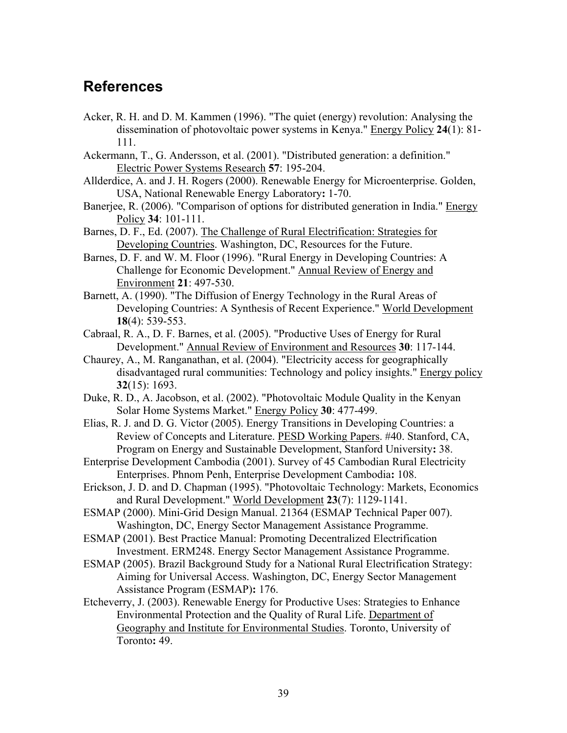## References

Acker, R. H. and D. M. Kammen (1996). "The quiet (energy) revolution: Analysing the dissemination of photovoltaic power systems in Kenya." Energy Policy **24**(1): 81-111.

Ackermann, T., G. Andersson, et al. (2001). "Distributed generation: a definition." Electric Power Systems Research **57**: 195-204.

Allderdice, A. and J. H. Rogers (2000). Renewable Energy for Microenterprise. Golden, USA, National Renewable Energy Laboratory**:** 1-70.

Banerjee, R. (2006). "Comparison of options for distributed generation in India." Energy Policy **34**: 101-111.

Barnes, D. F., Ed. (2007). The Challenge of Rural Electrification: Strategies for Developing Countries. Washington, DC, Resources for the Future.

Barnes, D. F. and W. M. Floor (1996). "Rural Energy in Developing Countries: A Challenge for Economic Development." Annual Review of Energy and Environment **21**: 497-530.

Barnett, A. (1990). "The Diffusion of Energy Technology in the Rural Areas of Developing Countries: A Synthesis of Recent Experience." World Development **18**(4): 539-553.

Cabraal, R. A., D. F. Barnes, et al. (2005). "Productive Uses of Energy for Rural Development." Annual Review of Environment and Resources **30**: 117-144.

Chaurey, A., M. Ranganathan, et al. (2004). "Electricity access for geographically disadvantaged rural communities: Technology and policy insights." Energy policy **32**(15): 1693.

Duke, R. D., A. Jacobson, et al. (2002). "Photovoltaic Module Quality in the Kenyan Solar Home Systems Market." Energy Policy **30**: 477-499.

Elias, R. J. and D. G. Victor (2005). Energy Transitions in Developing Countries: a Review of Concepts and Literature. PESD Working Papers. #40. Stanford, CA, Program on Energy and Sustainable Development, Stanford University**:** 38.

Enterprise Development Cambodia (2001). Survey of 45 Cambodian Rural Electricity Enterprises. Phnom Penh, Enterprise Development Cambodia**:** 108.

Erickson, J. D. and D. Chapman (1995). "Photovoltaic Technology: Markets, Economics and Rural Development." World Development **23**(7): 1129-1141.

ESMAP (2000). Mini-Grid Design Manual. 21364 (ESMAP Technical Paper 007). Washington, DC, Energy Sector Management Assistance Programme.

ESMAP (2001). Best Practice Manual: Promoting Decentralized Electrification Investment. ERM248. Energy Sector Management Assistance Programme.

ESMAP (2005). Brazil Background Study for a National Rural Electrification Strategy: Aiming for Universal Access. Washington, DC, Energy Sector Management Assistance Program (ESMAP)**:** 176.

Etcheverry, J. (2003). Renewable Energy for Productive Uses: Strategies to Enhance Environmental Protection and the Quality of Rural Life. Department of Geography and Institute for Environmental Studies. Toronto, University of Toronto**:** 49.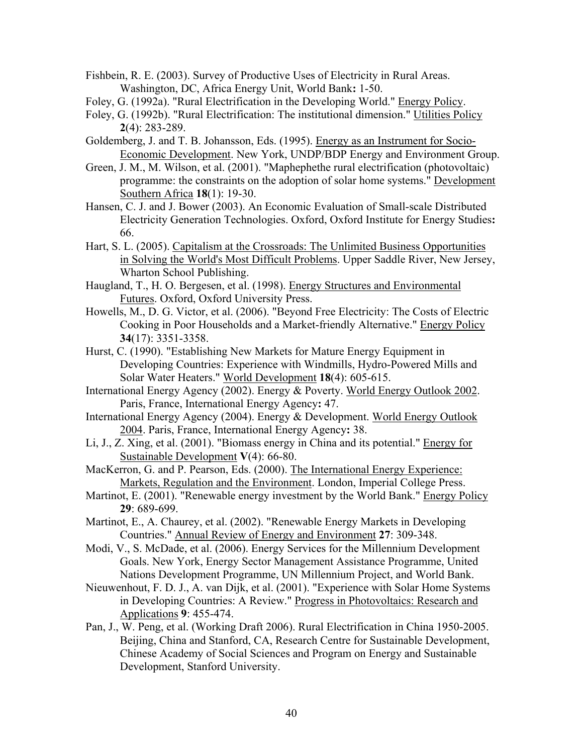Fishbein, R. E. (2003). Survey of Productive Uses of Electricity in Rural Areas. Washington, DC, Africa Energy Unit, World Bank**:** 1-50.

Foley, G. (1992a). "Rural Electrification in the Developing World." Energy Policy.

Foley, G. (1992b). "Rural Electrification: The institutional dimension." Utilities Policy **2**(4): 283-289.

Goldemberg, J. and T. B. Johansson, Eds. (1995). Energy as an Instrument for Socio-Economic Development. New York, UNDP/BDP Energy and Environment Group.

Green, J. M., M. Wilson, et al. (2001). "Maphephethe rural electrification (photovoltaic) programme: the constraints on the adoption of solar home systems." Development Southern Africa **18**(1): 19-30.

Hansen, C. J. and J. Bower (2003). An Economic Evaluation of Small-scale Distributed Electricity Generation Technologies. Oxford, Oxford Institute for Energy Studies**:** 66.

Hart, S. L. (2005). Capitalism at the Crossroads: The Unlimited Business Opportunities in Solving the World's Most Difficult Problems. Upper Saddle River, New Jersey, Wharton School Publishing.

Haugland, T., H. O. Bergesen, et al. (1998). Energy Structures and Environmental Futures. Oxford, Oxford University Press.

Howells, M., D. G. Victor, et al. (2006). "Beyond Free Electricity: The Costs of Electric Cooking in Poor Households and a Market-friendly Alternative." Energy Policy **34**(17): 3351-3358.

Hurst, C. (1990). "Establishing New Markets for Mature Energy Equipment in Developing Countries: Experience with Windmills, Hydro-Powered Mills and Solar Water Heaters." World Development **18**(4): 605-615.

International Energy Agency (2002). Energy & Poverty. World Energy Outlook 2002. Paris, France, International Energy Agency**:** 47.

International Energy Agency (2004). Energy & Development. World Energy Outlook 2004. Paris, France, International Energy Agency**:** 38.

Li, J., Z. Xing, et al. (2001). "Biomass energy in China and its potential." Energy for Sustainable Development **V**(4): 66-80.

MacKerron, G. and P. Pearson, Eds. (2000). The International Energy Experience: Markets, Regulation and the Environment. London, Imperial College Press.

Martinot, E. (2001). "Renewable energy investment by the World Bank." Energy Policy **29**: 689-699.

Martinot, E., A. Chaurey, et al. (2002). "Renewable Energy Markets in Developing Countries." Annual Review of Energy and Environment **27**: 309-348.

Modi, V., S. McDade, et al. (2006). Energy Services for the Millennium Development Goals. New York, Energy Sector Management Assistance Programme, United Nations Development Programme, UN Millennium Project, and World Bank.

Nieuwenhout, F. D. J., A. van Dijk, et al. (2001). "Experience with Solar Home Systems in Developing Countries: A Review." Progress in Photovoltaics: Research and Applications **9**: 455-474.

Pan, J., W. Peng, et al. (Working Draft 2006). Rural Electrification in China 1950-2005. Beijing, China and Stanford, CA, Research Centre for Sustainable Development, Chinese Academy of Social Sciences and Program on Energy and Sustainable Development, Stanford University.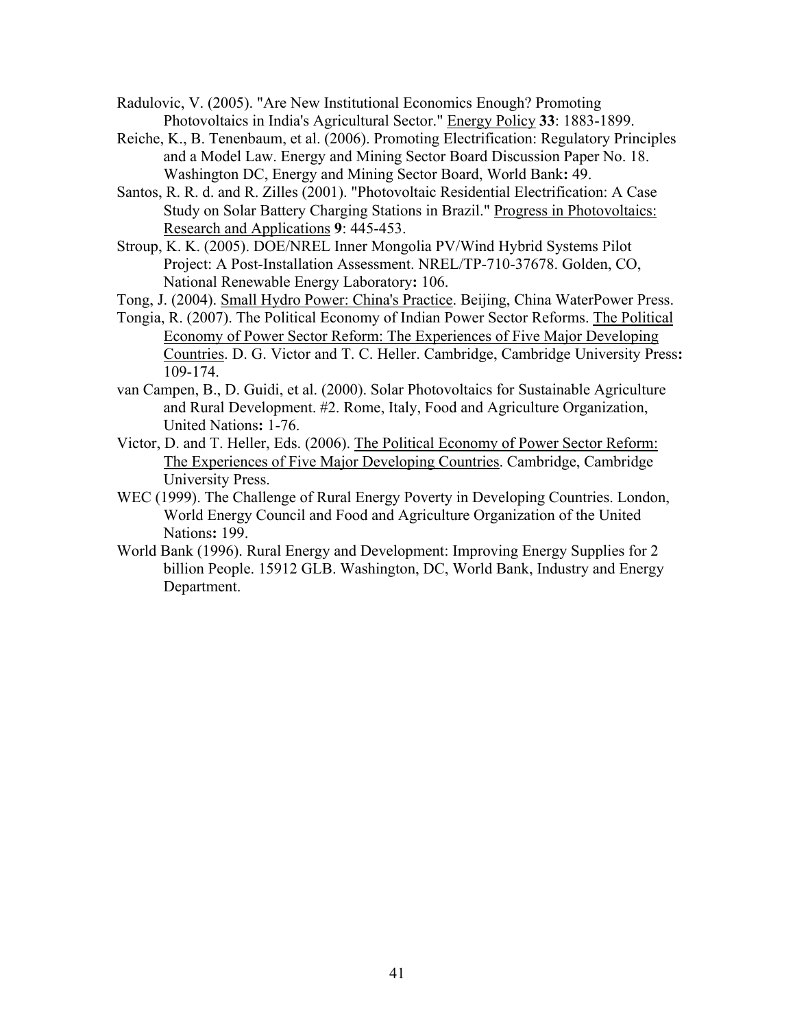Radulovic, V. (2005). "Are New Institutional Economics Enough? Promoting Photovoltaics in India's Agricultural Sector." Energy Policy **33**: 1883-1899.

Reiche, K., B. Tenenbaum, et al. (2006). Promoting Electrification: Regulatory Principles and a Model Law. Energy and Mining Sector Board Discussion Paper No. 18. Washington DC, Energy and Mining Sector Board, World Bank**:** 49.

Santos, R. R. d. and R. Zilles (2001). "Photovoltaic Residential Electrification: A Case Study on Solar Battery Charging Stations in Brazil." Progress in Photovoltaics: Research and Applications **9**: 445-453.

Stroup, K. K. (2005). DOE/NREL Inner Mongolia PV/Wind Hybrid Systems Pilot Project: A Post-Installation Assessment. NREL/TP-710-37678. Golden, CO, National Renewable Energy Laboratory**:** 106.

Tong, J. (2004). Small Hydro Power: China's Practice. Beijing, China WaterPower Press.

Tongia, R. (2007). The Political Economy of Indian Power Sector Reforms. The Political Economy of Power Sector Reform: The Experiences of Five Major Developing Countries. D. G. Victor and T. C. Heller. Cambridge, Cambridge University Press**:** 109-174.

van Campen, B., D. Guidi, et al. (2000). Solar Photovoltaics for Sustainable Agriculture and Rural Development. #2. Rome, Italy, Food and Agriculture Organization, United Nations**:** 1-76.

Victor, D. and T. Heller, Eds. (2006). The Political Economy of Power Sector Reform: The Experiences of Five Major Developing Countries. Cambridge, Cambridge University Press.

WEC (1999). The Challenge of Rural Energy Poverty in Developing Countries. London, World Energy Council and Food and Agriculture Organization of the United Nations**:** 199.

World Bank (1996). Rural Energy and Development: Improving Energy Supplies for 2 billion People. 15912 GLB. Washington, DC, World Bank, Industry and Energy Department.